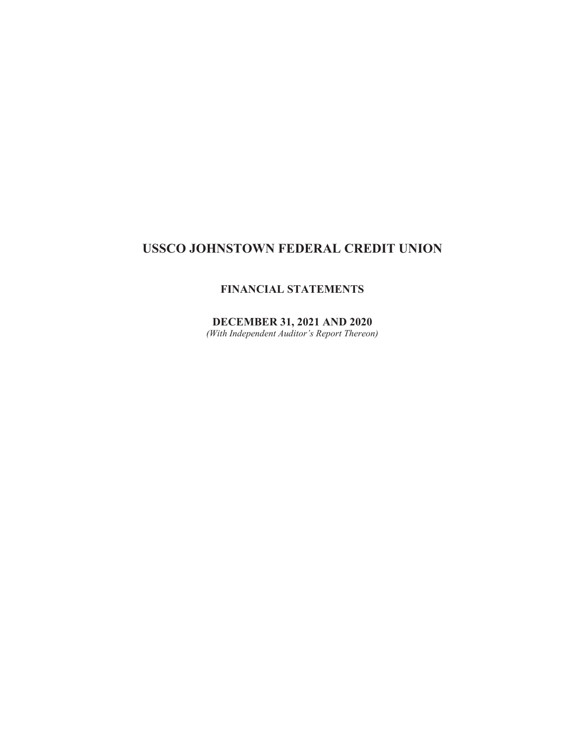# USSCO JOHNSTOWN FEDERAL CREDIT UNION

## FINANCIAL STATEMENTS

## DECEMBER 31, 2021 AND 2020

*(With Independent Auditor's Report Thereon)*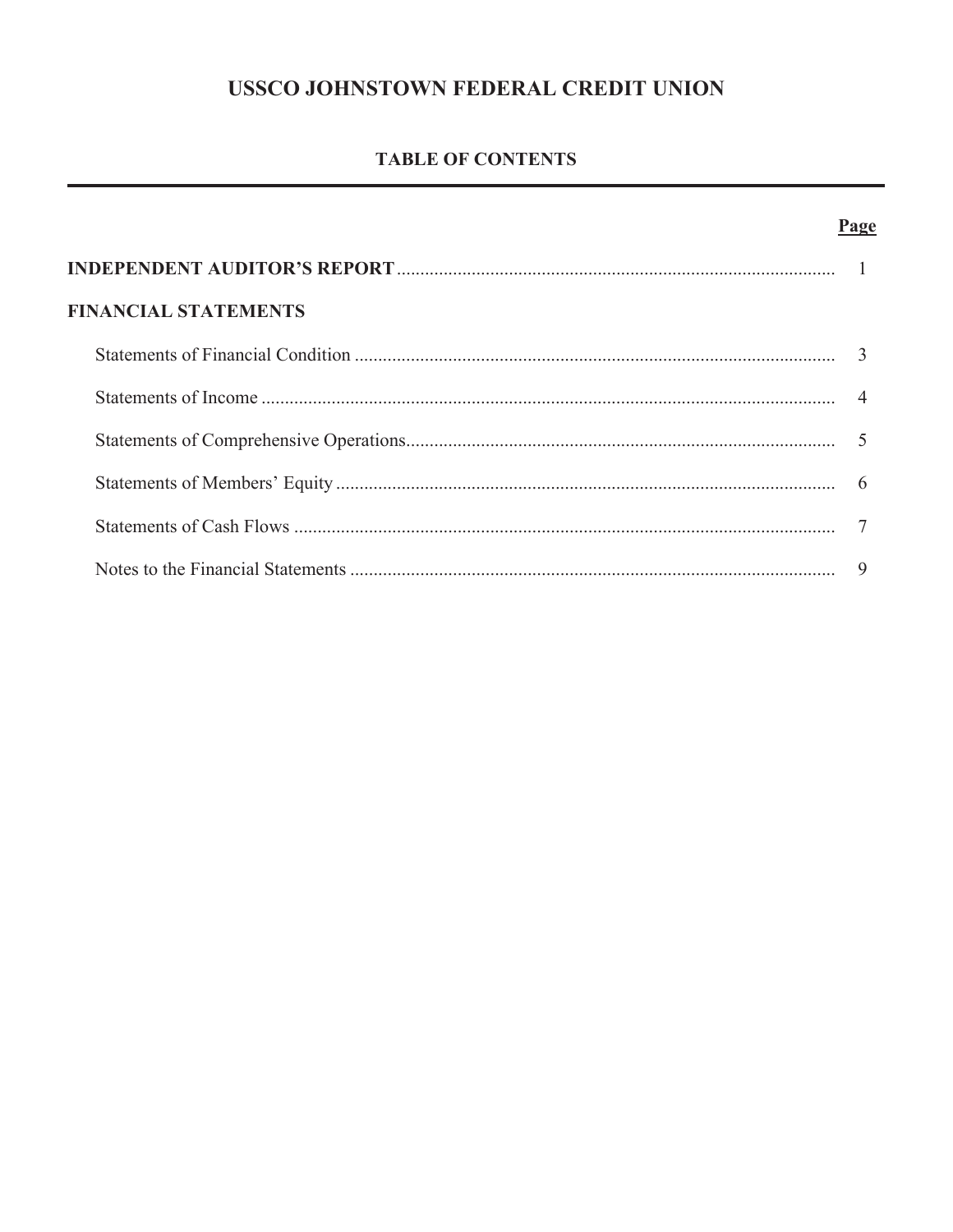# USSCO JOHNSTOWN FEDERAL CREDIT UNION

## TABLE OF CONTENTS

| | Page |
|---|---|
| **INDEPENDENT AUDITOR'S REPORT** | 1 |
| **FINANCIAL STATEMENTS** | |
| Statements of Financial Condition | 3 |
| Statements of Income | 4 |
| Statements of Comprehensive Operations | 5 |
| Statements of Members' Equity | 6 |
| Statements of Cash Flows | 7 |
| Notes to the Financial Statements | 9 |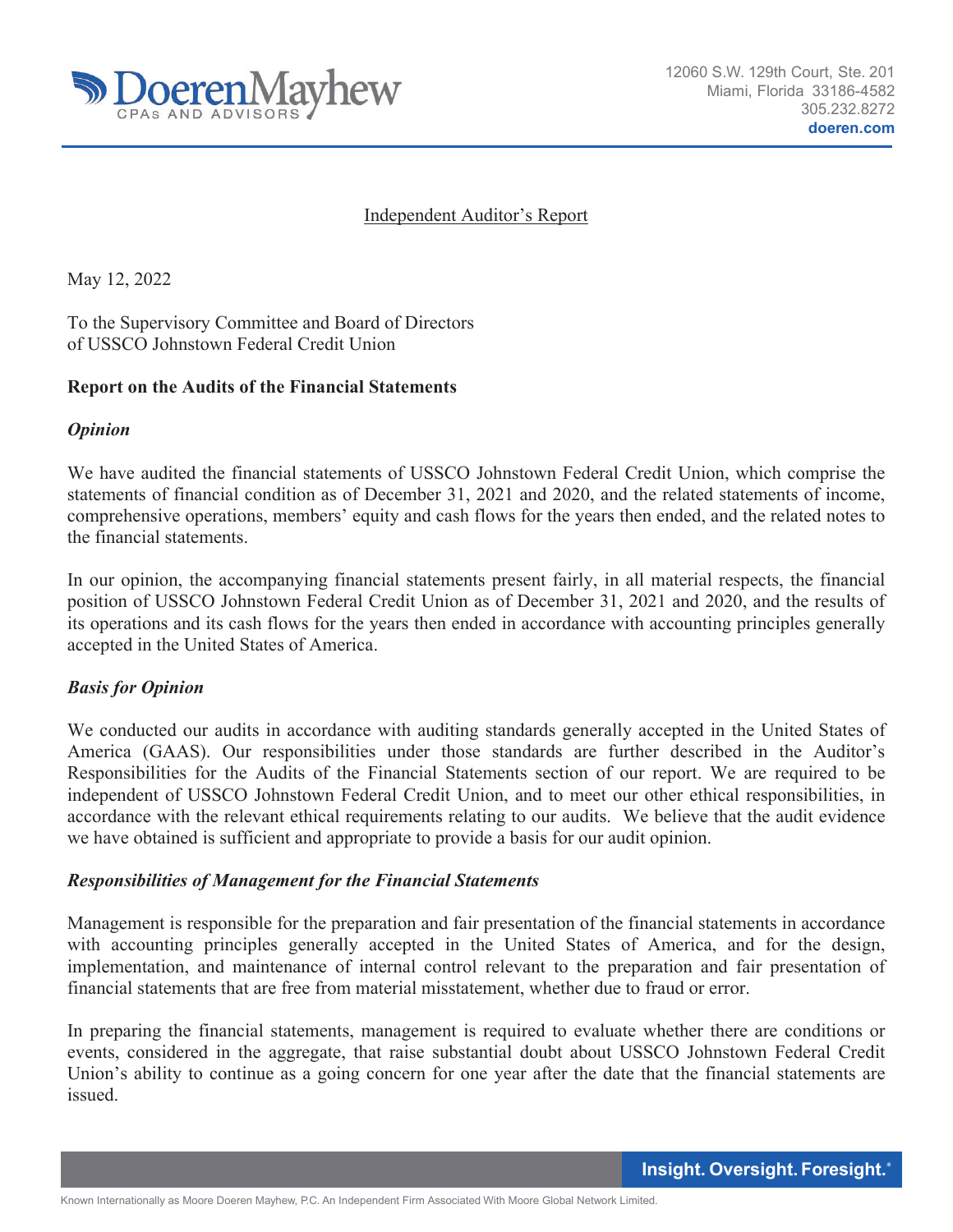12060 S.W. 129th Court, Ste. 201
Miami, Florida 33186-4582
305.232.8272
doeren.com

Independent Auditor's Report

May 12, 2022

To the Supervisory Committee and Board of Directors
of USSCO Johnstown Federal Credit Union

**Report on the Audits of the Financial Statements**

***Opinion***

We have audited the financial statements of USSCO Johnstown Federal Credit Union, which comprise the statements of financial condition as of December 31, 2021 and 2020, and the related statements of income, comprehensive operations, members' equity and cash flows for the years then ended, and the related notes to the financial statements.

In our opinion, the accompanying financial statements present fairly, in all material respects, the financial position of USSCO Johnstown Federal Credit Union as of December 31, 2021 and 2020, and the results of its operations and its cash flows for the years then ended in accordance with accounting principles generally accepted in the United States of America.

***Basis for Opinion***

We conducted our audits in accordance with auditing standards generally accepted in the United States of America (GAAS). Our responsibilities under those standards are further described in the Auditor's Responsibilities for the Audits of the Financial Statements section of our report. We are required to be independent of USSCO Johnstown Federal Credit Union, and to meet our other ethical responsibilities, in accordance with the relevant ethical requirements relating to our audits. We believe that the audit evidence we have obtained is sufficient and appropriate to provide a basis for our audit opinion.

***Responsibilities of Management for the Financial Statements***

Management is responsible for the preparation and fair presentation of the financial statements in accordance with accounting principles generally accepted in the United States of America, and for the design, implementation, and maintenance of internal control relevant to the preparation and fair presentation of financial statements that are free from material misstatement, whether due to fraud or error.

In preparing the financial statements, management is required to evaluate whether there are conditions or events, considered in the aggregate, that raise substantial doubt about USSCO Johnstown Federal Credit Union's ability to continue as a going concern for one year after the date that the financial statements are issued.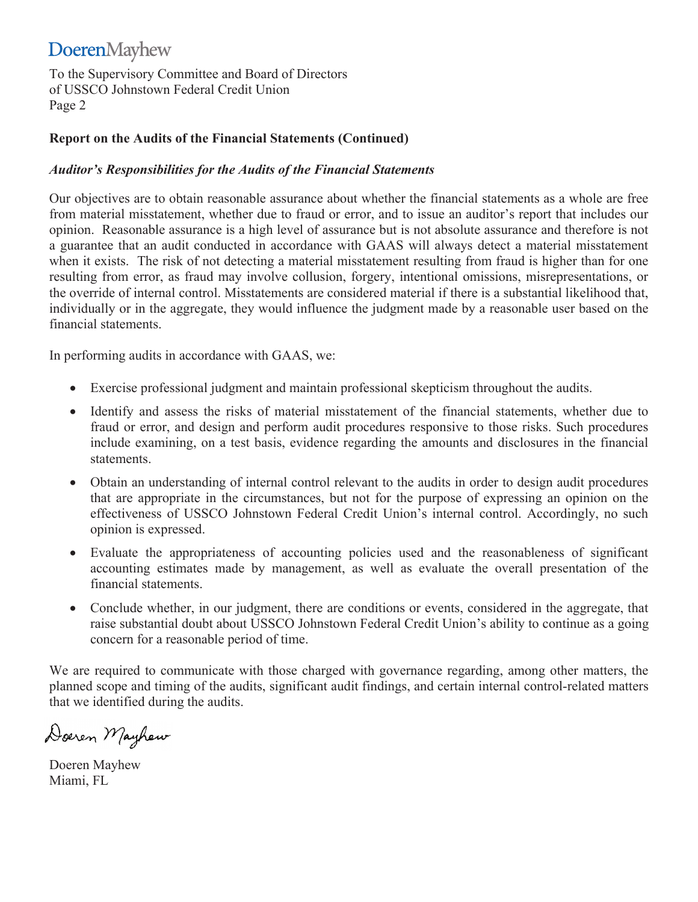To the Supervisory Committee and Board of Directors
of USSCO Johnstown Federal Credit Union
Page 2

**Report on the Audits of the Financial Statements (Continued)**

***Auditor's Responsibilities for the Audits of the Financial Statements***

Our objectives are to obtain reasonable assurance about whether the financial statements as a whole are free from material misstatement, whether due to fraud or error, and to issue an auditor's report that includes our opinion. Reasonable assurance is a high level of assurance but is not absolute assurance and therefore is not a guarantee that an audit conducted in accordance with GAAS will always detect a material misstatement when it exists. The risk of not detecting a material misstatement resulting from fraud is higher than for one resulting from error, as fraud may involve collusion, forgery, intentional omissions, misrepresentations, or the override of internal control. Misstatements are considered material if there is a substantial likelihood that, individually or in the aggregate, they would influence the judgment made by a reasonable user based on the financial statements.

In performing audits in accordance with GAAS, we:

- Exercise professional judgment and maintain professional skepticism throughout the audits.
- Identify and assess the risks of material misstatement of the financial statements, whether due to fraud or error, and design and perform audit procedures responsive to those risks. Such procedures include examining, on a test basis, evidence regarding the amounts and disclosures in the financial statements.
- Obtain an understanding of internal control relevant to the audits in order to design audit procedures that are appropriate in the circumstances, but not for the purpose of expressing an opinion on the effectiveness of USSCO Johnstown Federal Credit Union's internal control. Accordingly, no such opinion is expressed.
- Evaluate the appropriateness of accounting policies used and the reasonableness of significant accounting estimates made by management, as well as evaluate the overall presentation of the financial statements.
- Conclude whether, in our judgment, there are conditions or events, considered in the aggregate, that raise substantial doubt about USSCO Johnstown Federal Credit Union's ability to continue as a going concern for a reasonable period of time.

We are required to communicate with those charged with governance regarding, among other matters, the planned scope and timing of the audits, significant audit findings, and certain internal control-related matters that we identified during the audits.

Doeren Mayhew

Doeren Mayhew
Miami, FL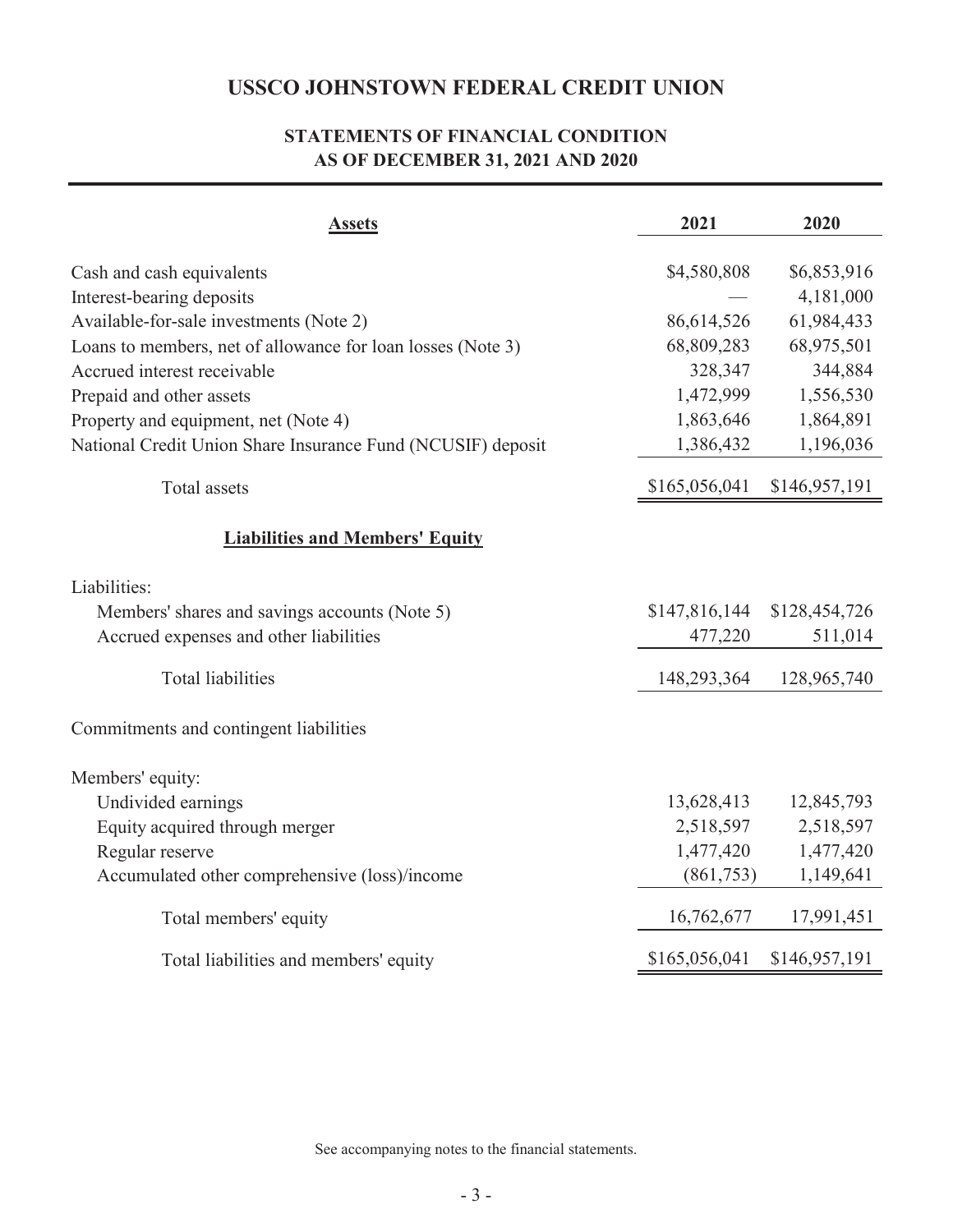# USSCO JOHNSTOWN FEDERAL CREDIT UNION

## STATEMENTS OF FINANCIAL CONDITION
## AS OF DECEMBER 31, 2021 AND 2020

| **Assets** | 2021 | 2020 |
|---|---|---|
| Cash and cash equivalents | $4,580,808 | $6,853,916 |
| Interest-bearing deposits | — | 4,181,000 |
| Available-for-sale investments (Note 2) | 86,614,526 | 61,984,433 |
| Loans to members, net of allowance for loan losses (Note 3) | 68,809,283 | 68,975,501 |
| Accrued interest receivable | 328,347 | 344,884 |
| Prepaid and other assets | 1,472,999 | 1,556,530 |
| Property and equipment, net (Note 4) | 1,863,646 | 1,864,891 |
| National Credit Union Share Insurance Fund (NCUSIF) deposit | 1,386,432 | 1,196,036 |
| Total assets | $165,056,041 | $146,957,191 |
| **Liabilities and Members' Equity** | | |
| Liabilities: | | |
| Members' shares and savings accounts (Note 5) | $147,816,144 | $128,454,726 |
| Accrued expenses and other liabilities | 477,220 | 511,014 |
| Total liabilities | 148,293,364 | 128,965,740 |
| Commitments and contingent liabilities | | |
| Members' equity: | | |
| Undivided earnings | 13,628,413 | 12,845,793 |
| Equity acquired through merger | 2,518,597 | 2,518,597 |
| Regular reserve | 1,477,420 | 1,477,420 |
| Accumulated other comprehensive (loss)/income | (861,753) | 1,149,641 |
| Total members' equity | 16,762,677 | 17,991,451 |
| Total liabilities and members' equity | $165,056,041 | $146,957,191 |

See accompanying notes to the financial statements.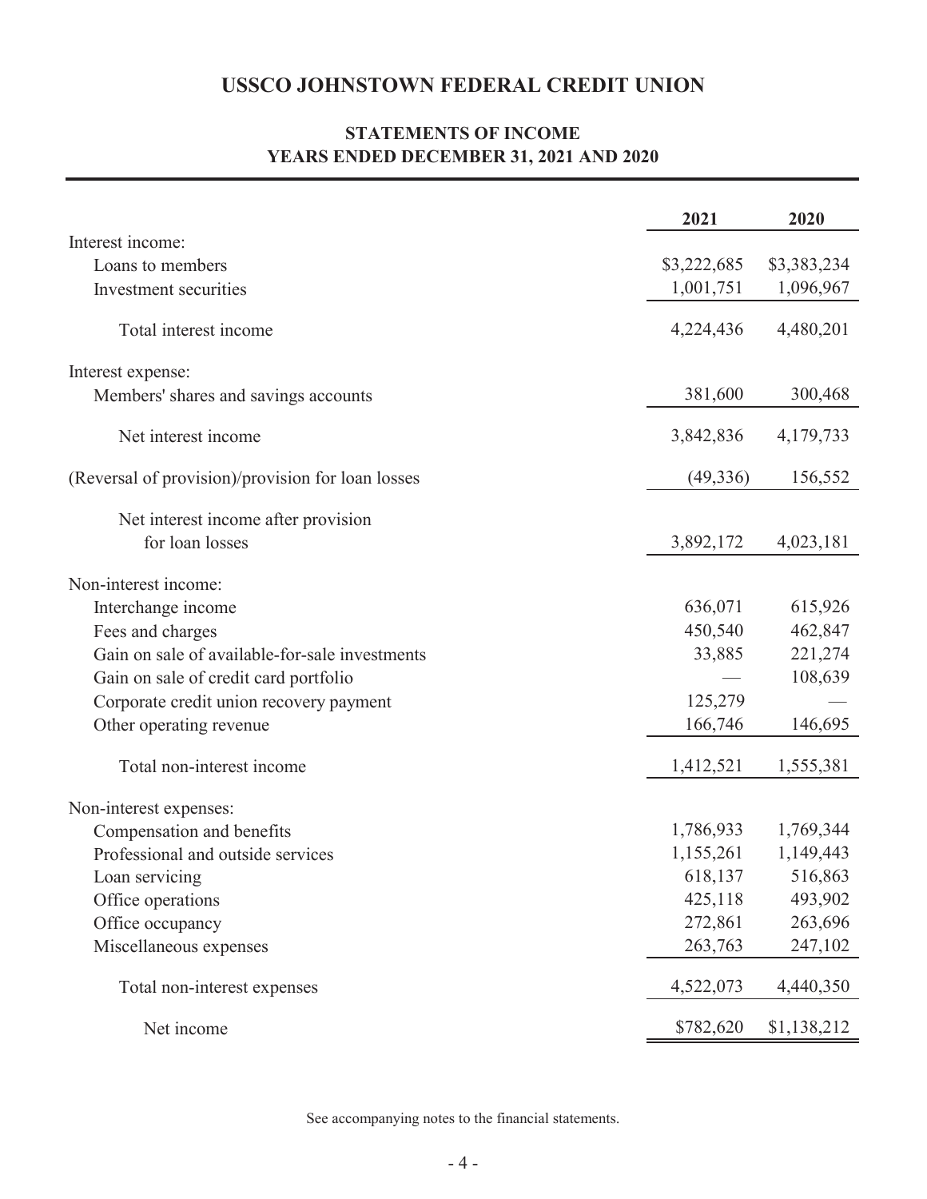# USSCO JOHNSTOWN FEDERAL CREDIT UNION

## STATEMENTS OF INCOME
## YEARS ENDED DECEMBER 31, 2021 AND 2020

| | 2021 | 2020 |
|---|---|---|
| Interest income: | | |
| Loans to members | $3,222,685 | $3,383,234 |
| Investment securities | 1,001,751 | 1,096,967 |
| Total interest income | 4,224,436 | 4,480,201 |
| Interest expense: | | |
| Members' shares and savings accounts | 381,600 | 300,468 |
| Net interest income | 3,842,836 | 4,179,733 |
| (Reversal of provision)/provision for loan losses | (49,336) | 156,552 |
| Net interest income after provision for loan losses | 3,892,172 | 4,023,181 |
| Non-interest income: | | |
| Interchange income | 636,071 | 615,926 |
| Fees and charges | 450,540 | 462,847 |
| Gain on sale of available-for-sale investments | 33,885 | 221,274 |
| Gain on sale of credit card portfolio | — | 108,639 |
| Corporate credit union recovery payment | 125,279 | — |
| Other operating revenue | 166,746 | 146,695 |
| Total non-interest income | 1,412,521 | 1,555,381 |
| Non-interest expenses: | | |
| Compensation and benefits | 1,786,933 | 1,769,344 |
| Professional and outside services | 1,155,261 | 1,149,443 |
| Loan servicing | 618,137 | 516,863 |
| Office operations | 425,118 | 493,902 |
| Office occupancy | 272,861 | 263,696 |
| Miscellaneous expenses | 263,763 | 247,102 |
| Total non-interest expenses | 4,522,073 | 4,440,350 |
| Net income | $782,620 | $1,138,212 |

See accompanying notes to the financial statements.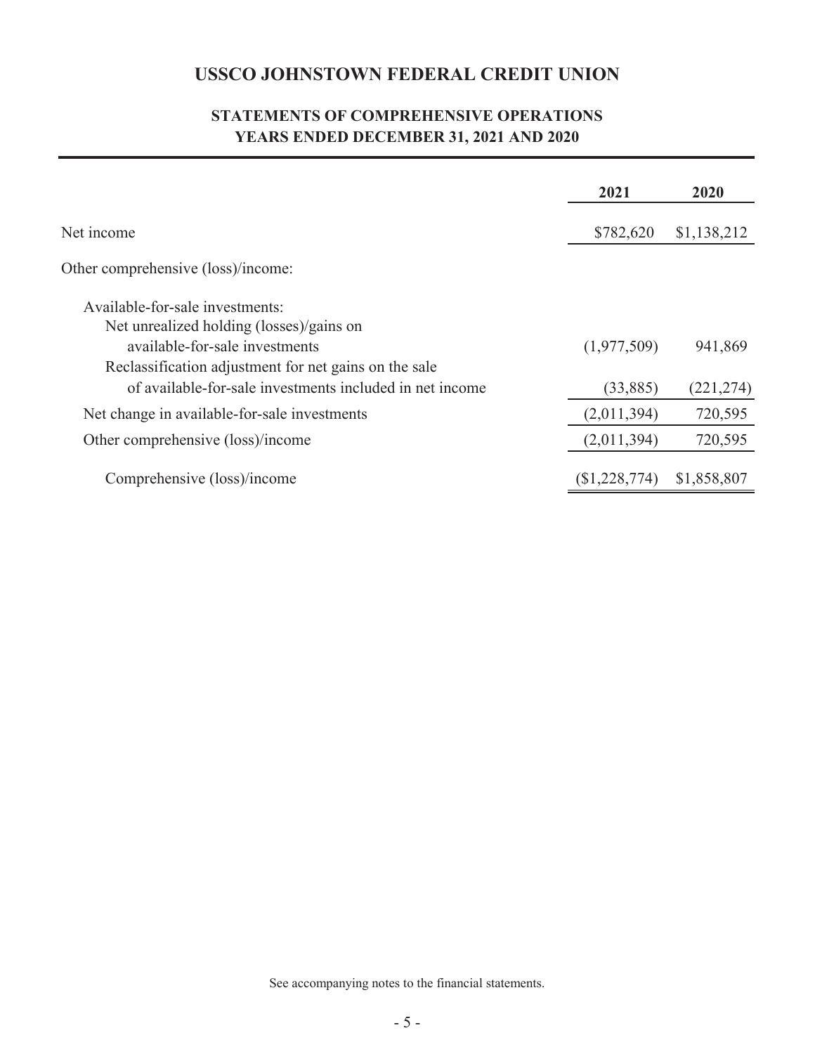# USSCO JOHNSTOWN FEDERAL CREDIT UNION

## STATEMENTS OF COMPREHENSIVE OPERATIONS
## YEARS ENDED DECEMBER 31, 2021 AND 2020

| | 2021 | 2020 |
|---|---|---|
| Net income | $782,620 | $1,138,212 |
| Other comprehensive (loss)/income: | | |
| Available-for-sale investments: | | |
| Net unrealized holding (losses)/gains on available-for-sale investments | (1,977,509) | 941,869 |
| Reclassification adjustment for net gains on the sale of available-for-sale investments included in net income | (33,885) | (221,274) |
| Net change in available-for-sale investments | (2,011,394) | 720,595 |
| Other comprehensive (loss)/income | (2,011,394) | 720,595 |
| Comprehensive (loss)/income | ($1,228,774) | $1,858,807 |

See accompanying notes to the financial statements.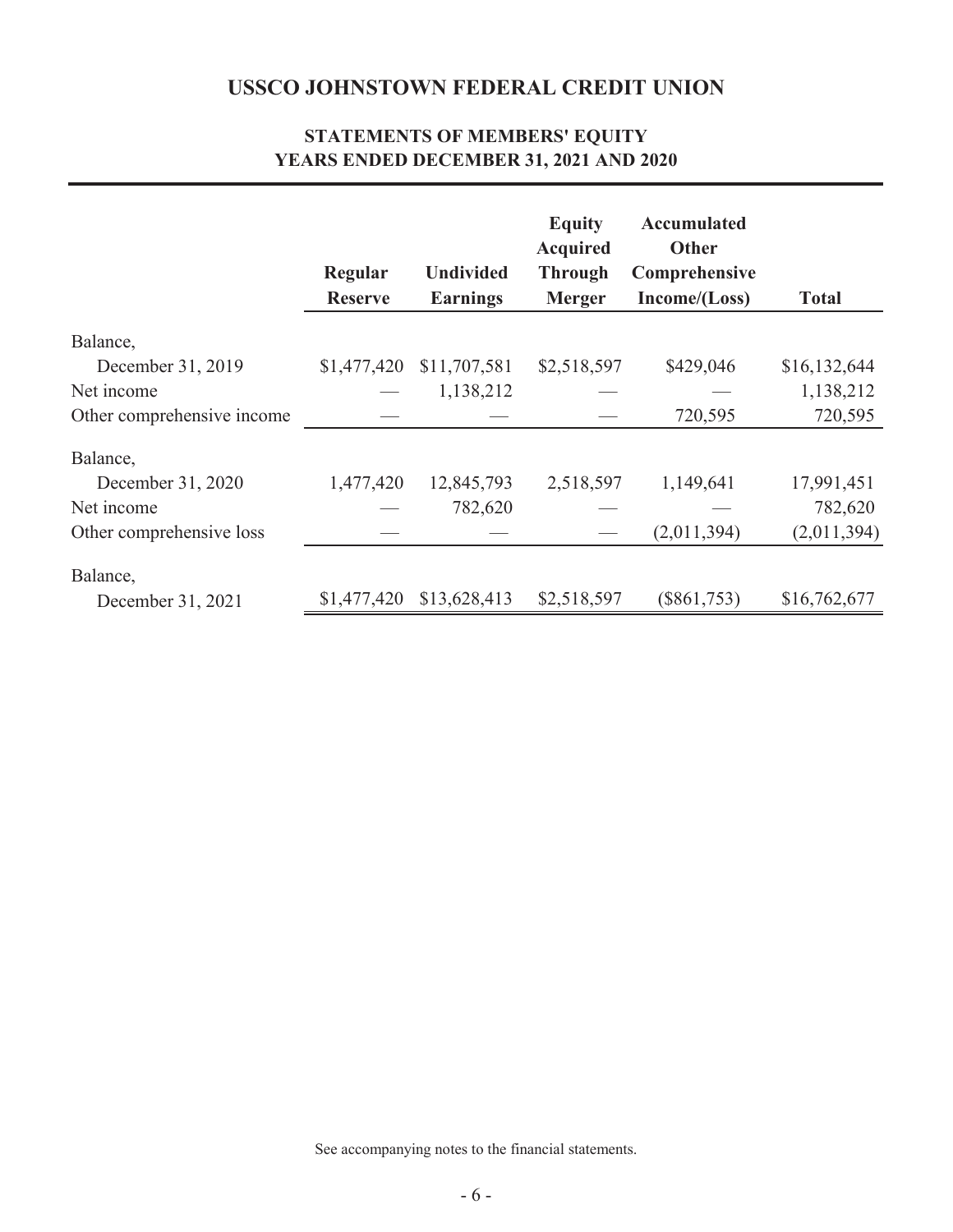# USSCO JOHNSTOWN FEDERAL CREDIT UNION

## STATEMENTS OF MEMBERS' EQUITY
## YEARS ENDED DECEMBER 31, 2021 AND 2020

| | Regular Reserve | Undivided Earnings | Equity Acquired Through Merger | Accumulated Other Comprehensive Income/(Loss) | Total |
|---|---|---|---|---|---|
| Balance, December 31, 2019 | $1,477,420 | $11,707,581 | $2,518,597 | $429,046 | $16,132,644 |
| Net income | — | 1,138,212 | — | — | 1,138,212 |
| Other comprehensive income | — | — | — | 720,595 | 720,595 |
| Balance, December 31, 2020 | 1,477,420 | 12,845,793 | 2,518,597 | 1,149,641 | 17,991,451 |
| Net income | — | 782,620 | — | — | 782,620 |
| Other comprehensive loss | — | — | — | (2,011,394) | (2,011,394) |
| Balance, December 31, 2021 | $1,477,420 | $13,628,413 | $2,518,597 | ($861,753) | $16,762,677 |

See accompanying notes to the financial statements.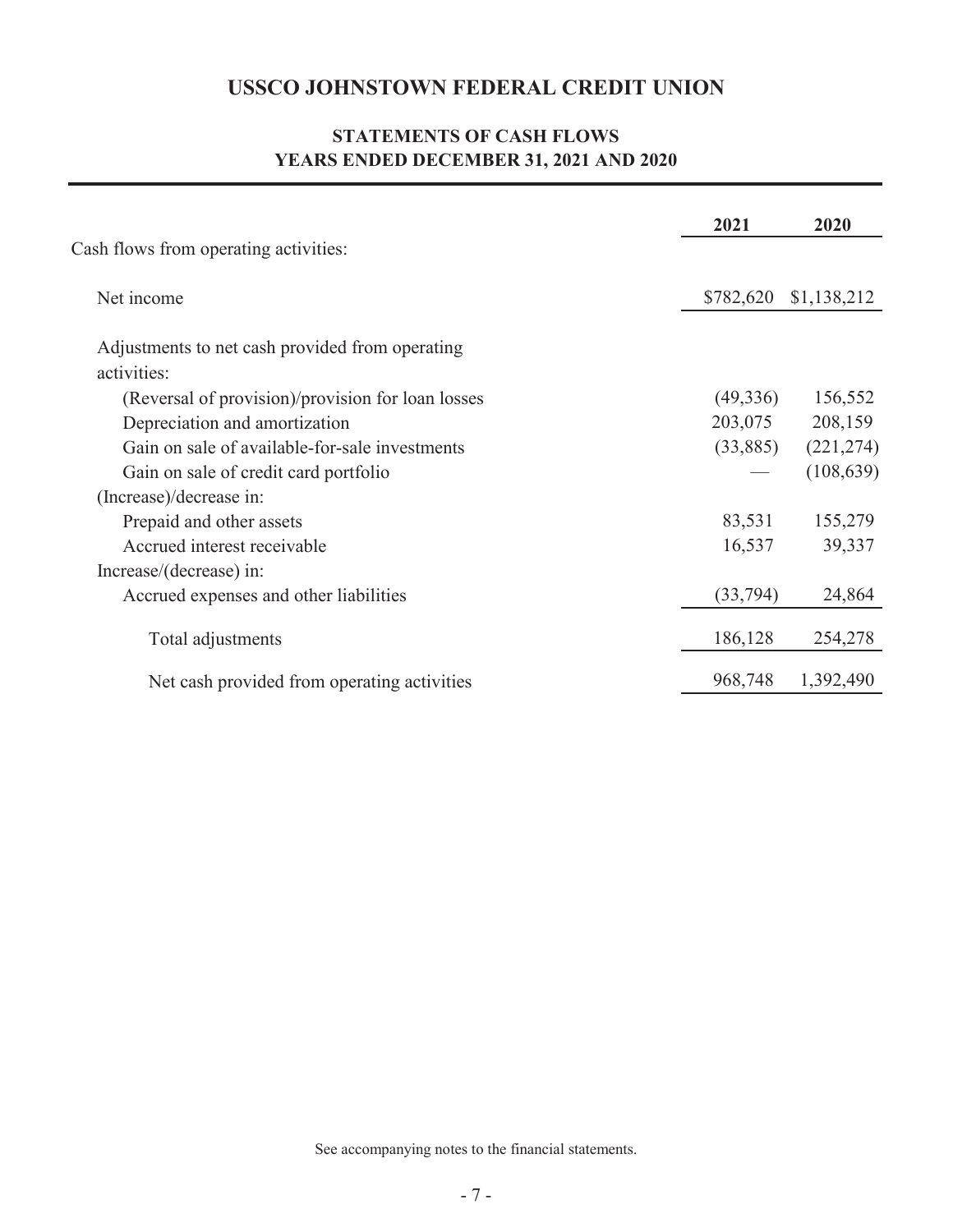# USSCO JOHNSTOWN FEDERAL CREDIT UNION

## STATEMENTS OF CASH FLOWS
## YEARS ENDED DECEMBER 31, 2021 AND 2020

| | 2021 | 2020 |
|---|---|---|
| Cash flows from operating activities: | | |
| Net income | $782,620 | $1,138,212 |
| Adjustments to net cash provided from operating activities: | | |
| (Reversal of provision)/provision for loan losses | (49,336) | 156,552 |
| Depreciation and amortization | 203,075 | 208,159 |
| Gain on sale of available-for-sale investments | (33,885) | (221,274) |
| Gain on sale of credit card portfolio | — | (108,639) |
| (Increase)/decrease in: | | |
| Prepaid and other assets | 83,531 | 155,279 |
| Accrued interest receivable | 16,537 | 39,337 |
| Increase/(decrease) in: | | |
| Accrued expenses and other liabilities | (33,794) | 24,864 |
| Total adjustments | 186,128 | 254,278 |
| Net cash provided from operating activities | 968,748 | 1,392,490 |

See accompanying notes to the financial statements.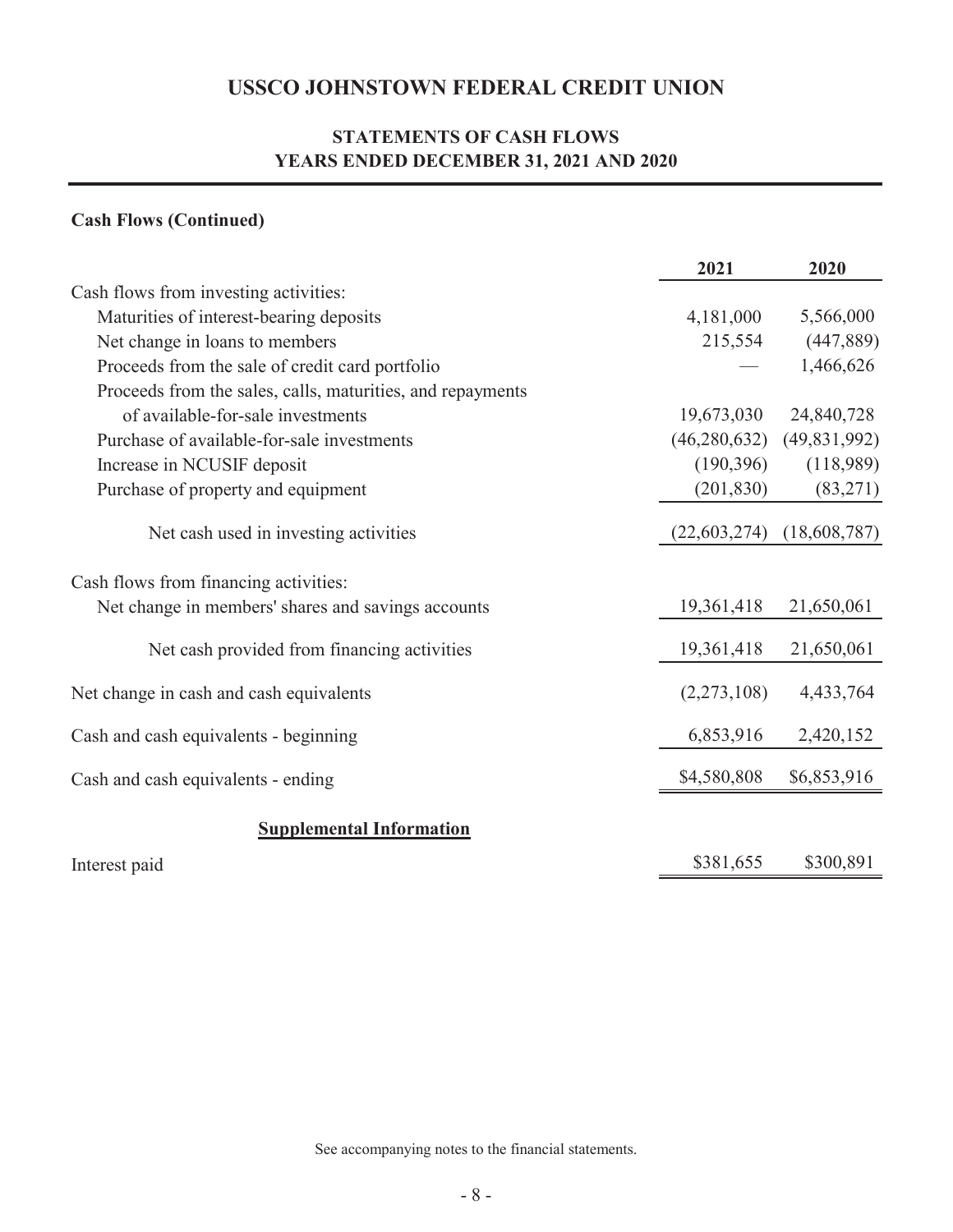# USSCO JOHNSTOWN FEDERAL CREDIT UNION

## STATEMENTS OF CASH FLOWS
## YEARS ENDED DECEMBER 31, 2021 AND 2020

### Cash Flows (Continued)

| | 2021 | 2020 |
|---|---|---|
| Cash flows from investing activities: | | |
| Maturities of interest-bearing deposits | 4,181,000 | 5,566,000 |
| Net change in loans to members | 215,554 | (447,889) |
| Proceeds from the sale of credit card portfolio | — | 1,466,626 |
| Proceeds from the sales, calls, maturities, and repayments of available-for-sale investments | 19,673,030 | 24,840,728 |
| Purchase of available-for-sale investments | (46,280,632) | (49,831,992) |
| Increase in NCUSIF deposit | (190,396) | (118,989) |
| Purchase of property and equipment | (201,830) | (83,271) |
| Net cash used in investing activities | (22,603,274) | (18,608,787) |
| Cash flows from financing activities: | | |
| Net change in members' shares and savings accounts | 19,361,418 | 21,650,061 |
| Net cash provided from financing activities | 19,361,418 | 21,650,061 |
| Net change in cash and cash equivalents | (2,273,108) | 4,433,764 |
| Cash and cash equivalents - beginning | 6,853,916 | 2,420,152 |
| Cash and cash equivalents - ending | $4,580,808 | $6,853,916 |
| **Supplemental Information** | | |
| Interest paid | $381,655 | $300,891 |

See accompanying notes to the financial statements.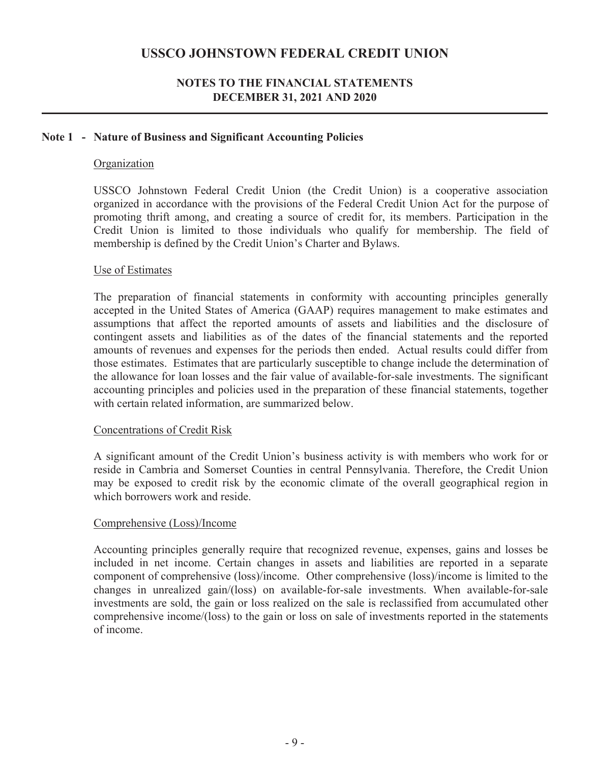# USSCO JOHNSTOWN FEDERAL CREDIT UNION

## NOTES TO THE FINANCIAL STATEMENTS
## DECEMBER 31, 2021 AND 2020

### Note 1 - Nature of Business and Significant Accounting Policies

Organization

USSCO Johnstown Federal Credit Union (the Credit Union) is a cooperative association organized in accordance with the provisions of the Federal Credit Union Act for the purpose of promoting thrift among, and creating a source of credit for, its members. Participation in the Credit Union is limited to those individuals who qualify for membership. The field of membership is defined by the Credit Union's Charter and Bylaws.

Use of Estimates

The preparation of financial statements in conformity with accounting principles generally accepted in the United States of America (GAAP) requires management to make estimates and assumptions that affect the reported amounts of assets and liabilities and the disclosure of contingent assets and liabilities as of the dates of the financial statements and the reported amounts of revenues and expenses for the periods then ended. Actual results could differ from those estimates. Estimates that are particularly susceptible to change include the determination of the allowance for loan losses and the fair value of available-for-sale investments. The significant accounting principles and policies used in the preparation of these financial statements, together with certain related information, are summarized below.

Concentrations of Credit Risk

A significant amount of the Credit Union's business activity is with members who work for or reside in Cambria and Somerset Counties in central Pennsylvania. Therefore, the Credit Union may be exposed to credit risk by the economic climate of the overall geographical region in which borrowers work and reside.

Comprehensive (Loss)/Income

Accounting principles generally require that recognized revenue, expenses, gains and losses be included in net income. Certain changes in assets and liabilities are reported in a separate component of comprehensive (loss)/income. Other comprehensive (loss)/income is limited to the changes in unrealized gain/(loss) on available-for-sale investments. When available-for-sale investments are sold, the gain or loss realized on the sale is reclassified from accumulated other comprehensive income/(loss) to the gain or loss on sale of investments reported in the statements of income.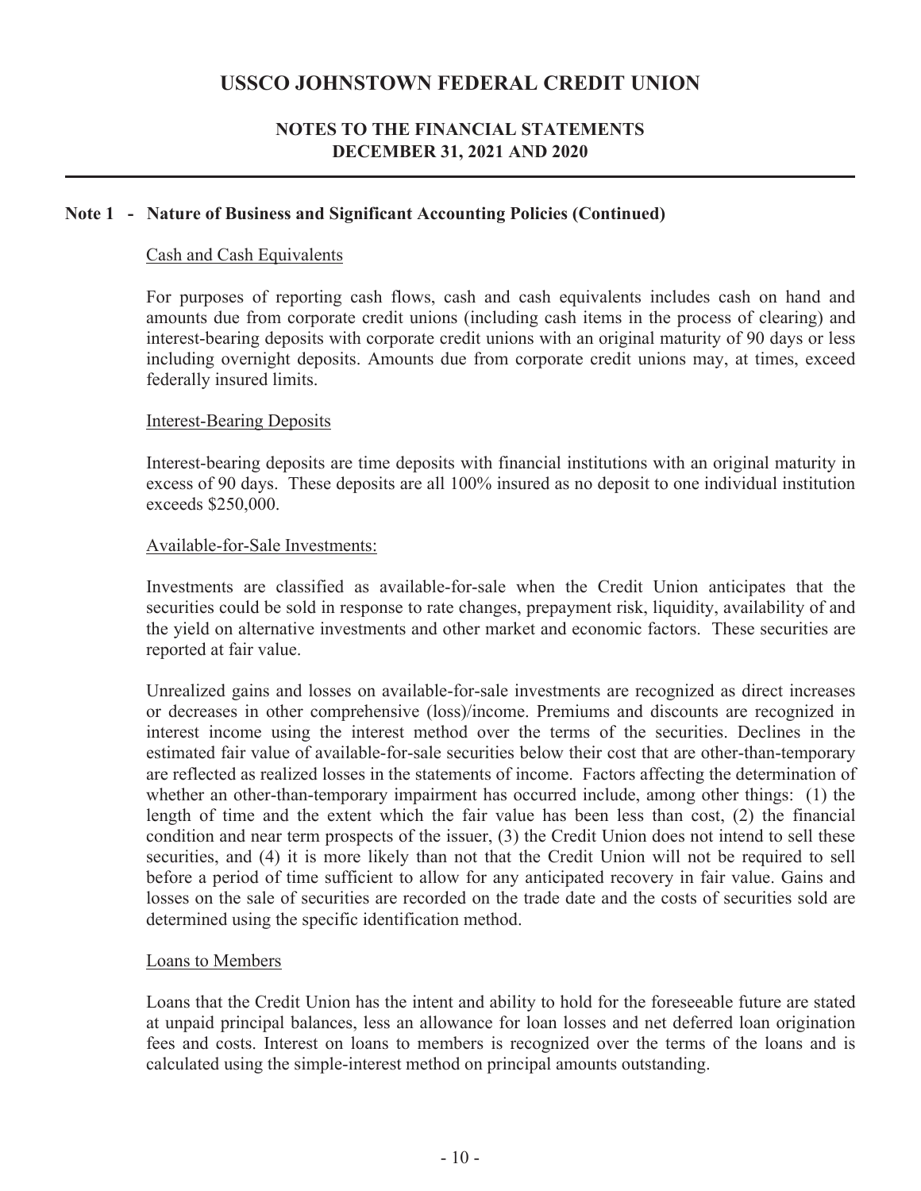# USSCO JOHNSTOWN FEDERAL CREDIT UNION

## NOTES TO THE FINANCIAL STATEMENTS
## DECEMBER 31, 2021 AND 2020

### Note 1 - Nature of Business and Significant Accounting Policies (Continued)

Cash and Cash Equivalents

For purposes of reporting cash flows, cash and cash equivalents includes cash on hand and amounts due from corporate credit unions (including cash items in the process of clearing) and interest-bearing deposits with corporate credit unions with an original maturity of 90 days or less including overnight deposits. Amounts due from corporate credit unions may, at times, exceed federally insured limits.

Interest-Bearing Deposits

Interest-bearing deposits are time deposits with financial institutions with an original maturity in excess of 90 days. These deposits are all 100% insured as no deposit to one individual institution exceeds $250,000.

Available-for-Sale Investments:

Investments are classified as available-for-sale when the Credit Union anticipates that the securities could be sold in response to rate changes, prepayment risk, liquidity, availability of and the yield on alternative investments and other market and economic factors. These securities are reported at fair value.

Unrealized gains and losses on available-for-sale investments are recognized as direct increases or decreases in other comprehensive (loss)/income. Premiums and discounts are recognized in interest income using the interest method over the terms of the securities. Declines in the estimated fair value of available-for-sale securities below their cost that are other-than-temporary are reflected as realized losses in the statements of income. Factors affecting the determination of whether an other-than-temporary impairment has occurred include, among other things: (1) the length of time and the extent which the fair value has been less than cost, (2) the financial condition and near term prospects of the issuer, (3) the Credit Union does not intend to sell these securities, and (4) it is more likely than not that the Credit Union will not be required to sell before a period of time sufficient to allow for any anticipated recovery in fair value. Gains and losses on the sale of securities are recorded on the trade date and the costs of securities sold are determined using the specific identification method.

Loans to Members

Loans that the Credit Union has the intent and ability to hold for the foreseeable future are stated at unpaid principal balances, less an allowance for loan losses and net deferred loan origination fees and costs. Interest on loans to members is recognized over the terms of the loans and is calculated using the simple-interest method on principal amounts outstanding.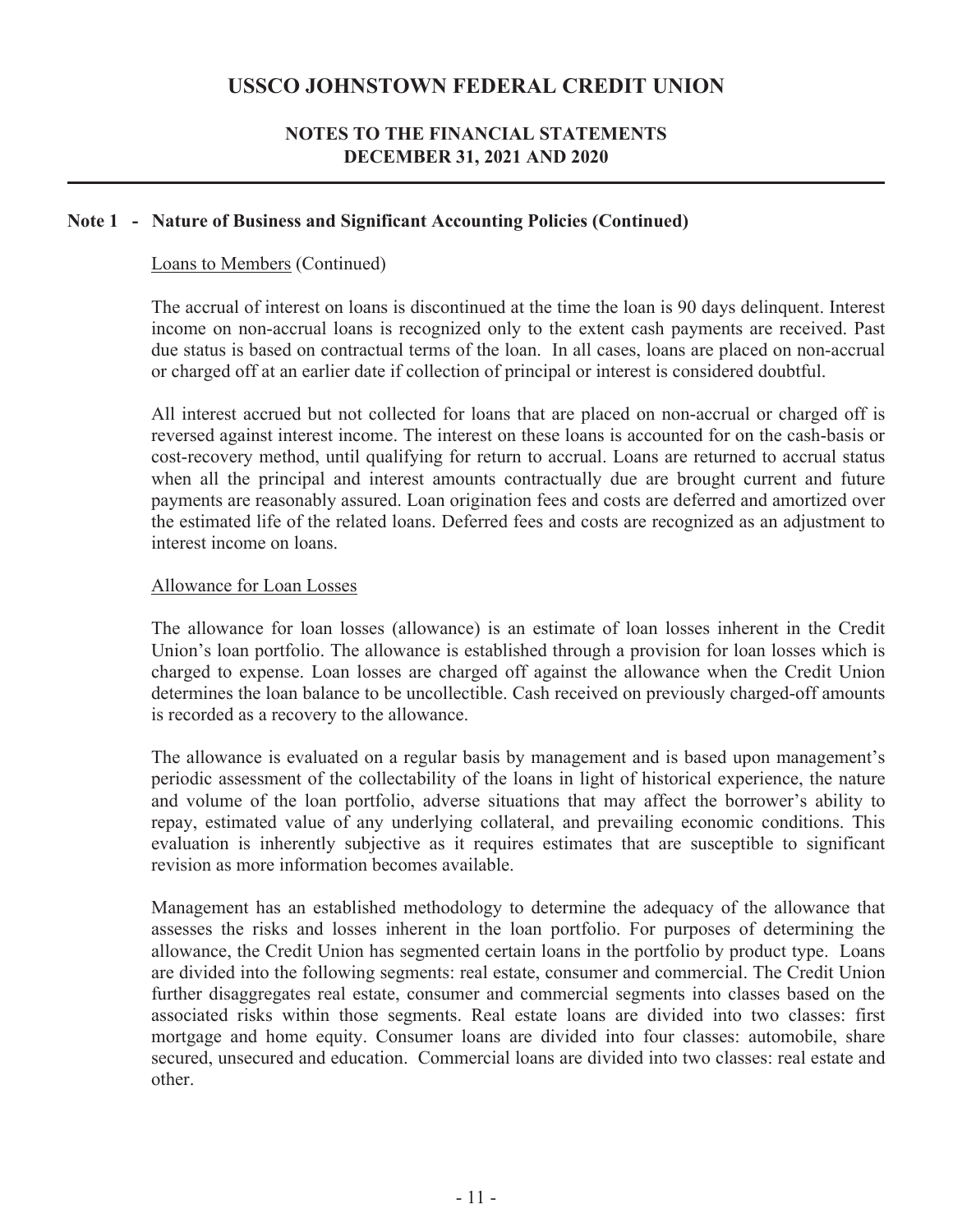### Note 1 - Nature of Business and Significant Accounting Policies (Continued)

Loans to Members (Continued)

The accrual of interest on loans is discontinued at the time the loan is 90 days delinquent. Interest income on non-accrual loans is recognized only to the extent cash payments are received. Past due status is based on contractual terms of the loan. In all cases, loans are placed on non-accrual or charged off at an earlier date if collection of principal or interest is considered doubtful.

All interest accrued but not collected for loans that are placed on non-accrual or charged off is reversed against interest income. The interest on these loans is accounted for on the cash-basis or cost-recovery method, until qualifying for return to accrual. Loans are returned to accrual status when all the principal and interest amounts contractually due are brought current and future payments are reasonably assured. Loan origination fees and costs are deferred and amortized over the estimated life of the related loans. Deferred fees and costs are recognized as an adjustment to interest income on loans.

Allowance for Loan Losses

The allowance for loan losses (allowance) is an estimate of loan losses inherent in the Credit Union's loan portfolio. The allowance is established through a provision for loan losses which is charged to expense. Loan losses are charged off against the allowance when the Credit Union determines the loan balance to be uncollectible. Cash received on previously charged-off amounts is recorded as a recovery to the allowance.

The allowance is evaluated on a regular basis by management and is based upon management's periodic assessment of the collectability of the loans in light of historical experience, the nature and volume of the loan portfolio, adverse situations that may affect the borrower's ability to repay, estimated value of any underlying collateral, and prevailing economic conditions. This evaluation is inherently subjective as it requires estimates that are susceptible to significant revision as more information becomes available.

Management has an established methodology to determine the adequacy of the allowance that assesses the risks and losses inherent in the loan portfolio. For purposes of determining the allowance, the Credit Union has segmented certain loans in the portfolio by product type. Loans are divided into the following segments: real estate, consumer and commercial. The Credit Union further disaggregates real estate, consumer and commercial segments into classes based on the associated risks within those segments. Real estate loans are divided into two classes: first mortgage and home equity. Consumer loans are divided into four classes: automobile, share secured, unsecured and education. Commercial loans are divided into two classes: real estate and other.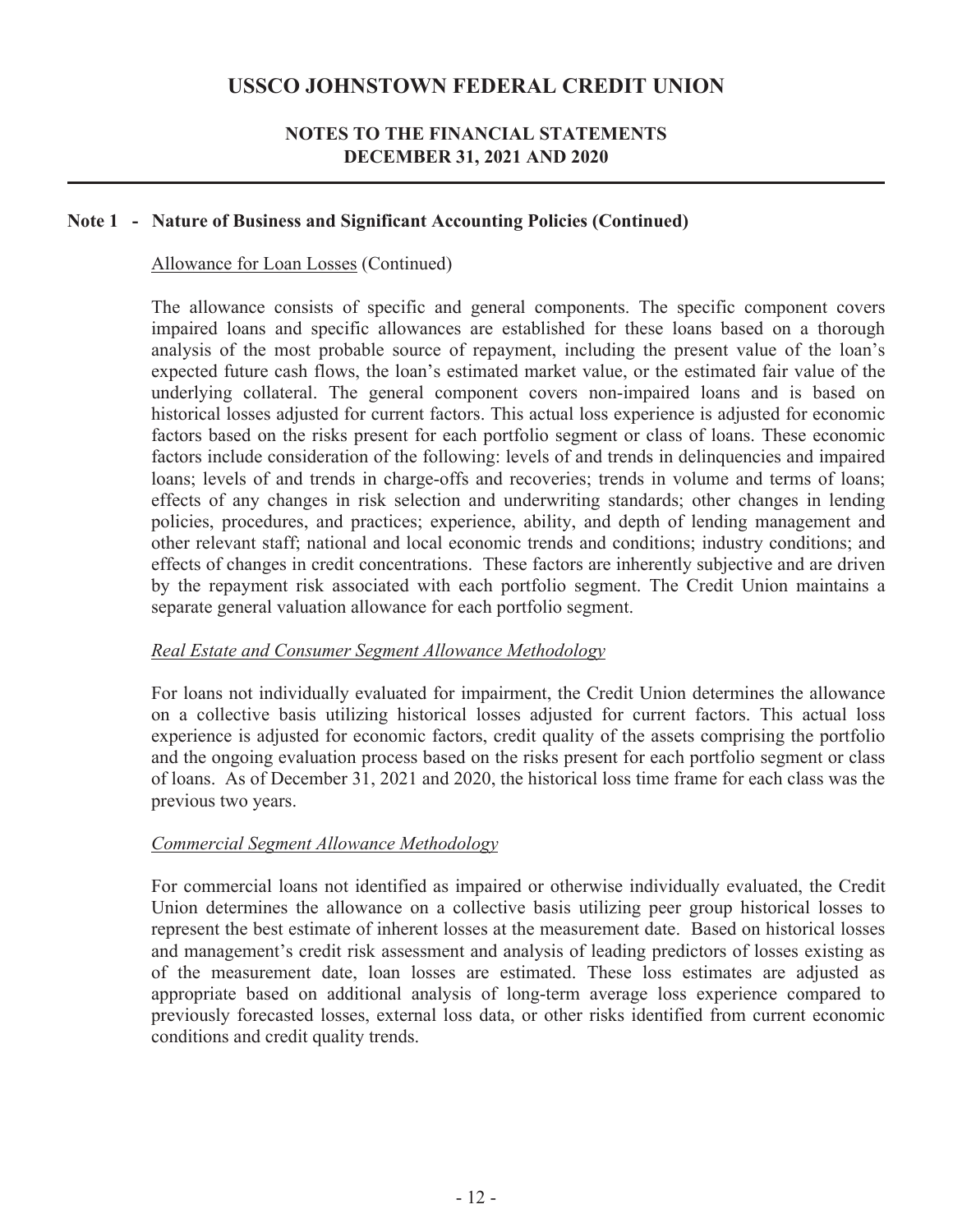### Note 1 - Nature of Business and Significant Accounting Policies (Continued)

Allowance for Loan Losses (Continued)

The allowance consists of specific and general components. The specific component covers impaired loans and specific allowances are established for these loans based on a thorough analysis of the most probable source of repayment, including the present value of the loan's expected future cash flows, the loan's estimated market value, or the estimated fair value of the underlying collateral. The general component covers non-impaired loans and is based on historical losses adjusted for current factors. This actual loss experience is adjusted for economic factors based on the risks present for each portfolio segment or class of loans. These economic factors include consideration of the following: levels of and trends in delinquencies and impaired loans; levels of and trends in charge-offs and recoveries; trends in volume and terms of loans; effects of any changes in risk selection and underwriting standards; other changes in lending policies, procedures, and practices; experience, ability, and depth of lending management and other relevant staff; national and local economic trends and conditions; industry conditions; and effects of changes in credit concentrations. These factors are inherently subjective and are driven by the repayment risk associated with each portfolio segment. The Credit Union maintains a separate general valuation allowance for each portfolio segment.

*Real Estate and Consumer Segment Allowance Methodology*

For loans not individually evaluated for impairment, the Credit Union determines the allowance on a collective basis utilizing historical losses adjusted for current factors. This actual loss experience is adjusted for economic factors, credit quality of the assets comprising the portfolio and the ongoing evaluation process based on the risks present for each portfolio segment or class of loans. As of December 31, 2021 and 2020, the historical loss time frame for each class was the previous two years.

*Commercial Segment Allowance Methodology*

For commercial loans not identified as impaired or otherwise individually evaluated, the Credit Union determines the allowance on a collective basis utilizing peer group historical losses to represent the best estimate of inherent losses at the measurement date. Based on historical losses and management's credit risk assessment and analysis of leading predictors of losses existing as of the measurement date, loan losses are estimated. These loss estimates are adjusted as appropriate based on additional analysis of long-term average loss experience compared to previously forecasted losses, external loss data, or other risks identified from current economic conditions and credit quality trends.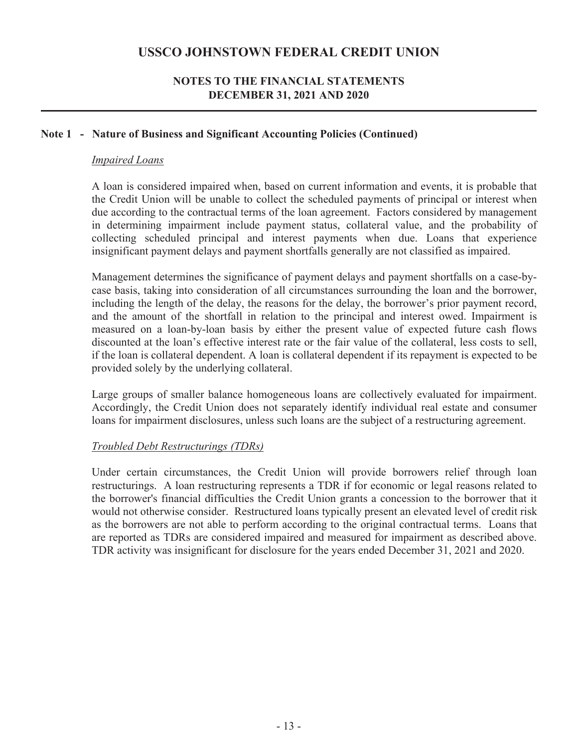## Note 1 - Nature of Business and Significant Accounting Policies (Continued)

*Impaired Loans*

A loan is considered impaired when, based on current information and events, it is probable that the Credit Union will be unable to collect the scheduled payments of principal or interest when due according to the contractual terms of the loan agreement. Factors considered by management in determining impairment include payment status, collateral value, and the probability of collecting scheduled principal and interest payments when due. Loans that experience insignificant payment delays and payment shortfalls generally are not classified as impaired.

Management determines the significance of payment delays and payment shortfalls on a case-by-case basis, taking into consideration of all circumstances surrounding the loan and the borrower, including the length of the delay, the reasons for the delay, the borrower's prior payment record, and the amount of the shortfall in relation to the principal and interest owed. Impairment is measured on a loan-by-loan basis by either the present value of expected future cash flows discounted at the loan's effective interest rate or the fair value of the collateral, less costs to sell, if the loan is collateral dependent. A loan is collateral dependent if its repayment is expected to be provided solely by the underlying collateral.

Large groups of smaller balance homogeneous loans are collectively evaluated for impairment. Accordingly, the Credit Union does not separately identify individual real estate and consumer loans for impairment disclosures, unless such loans are the subject of a restructuring agreement.

*Troubled Debt Restructurings (TDRs)*

Under certain circumstances, the Credit Union will provide borrowers relief through loan restructurings. A loan restructuring represents a TDR if for economic or legal reasons related to the borrower's financial difficulties the Credit Union grants a concession to the borrower that it would not otherwise consider. Restructured loans typically present an elevated level of credit risk as the borrowers are not able to perform according to the original contractual terms. Loans that are reported as TDRs are considered impaired and measured for impairment as described above. TDR activity was insignificant for disclosure for the years ended December 31, 2021 and 2020.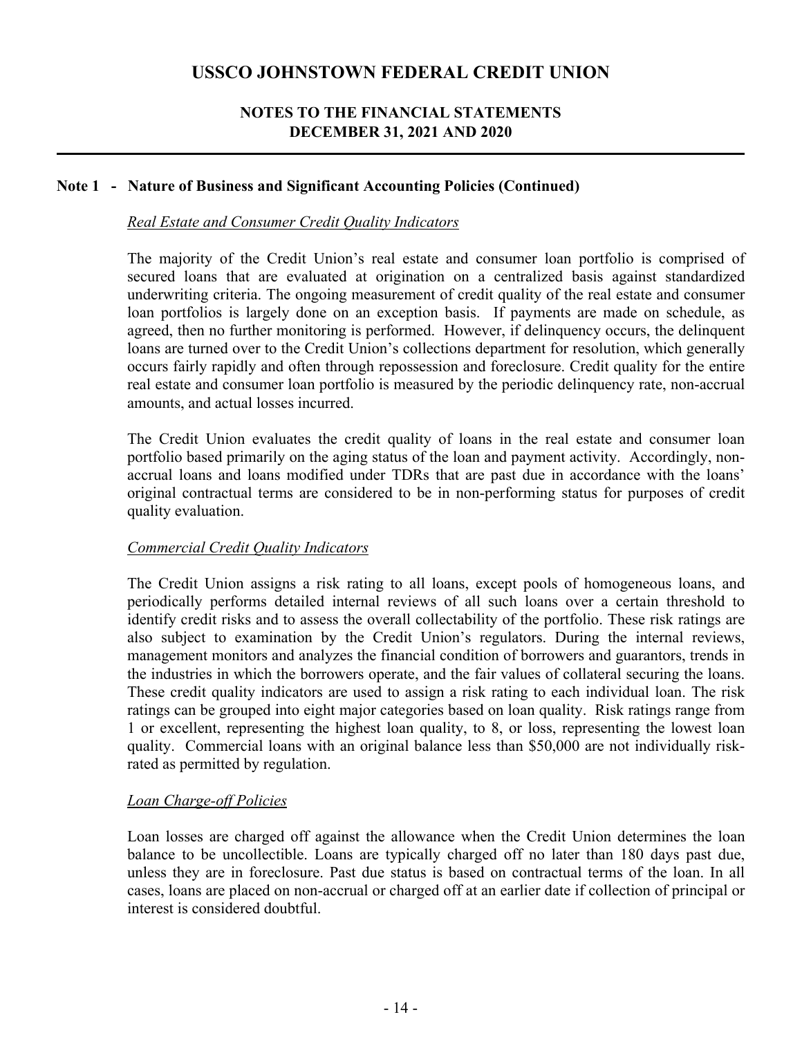### Note 1 - Nature of Business and Significant Accounting Policies (Continued)

*Real Estate and Consumer Credit Quality Indicators*

The majority of the Credit Union's real estate and consumer loan portfolio is comprised of secured loans that are evaluated at origination on a centralized basis against standardized underwriting criteria. The ongoing measurement of credit quality of the real estate and consumer loan portfolios is largely done on an exception basis. If payments are made on schedule, as agreed, then no further monitoring is performed. However, if delinquency occurs, the delinquent loans are turned over to the Credit Union's collections department for resolution, which generally occurs fairly rapidly and often through repossession and foreclosure. Credit quality for the entire real estate and consumer loan portfolio is measured by the periodic delinquency rate, non-accrual amounts, and actual losses incurred.

The Credit Union evaluates the credit quality of loans in the real estate and consumer loan portfolio based primarily on the aging status of the loan and payment activity. Accordingly, non-accrual loans and loans modified under TDRs that are past due in accordance with the loans' original contractual terms are considered to be in non-performing status for purposes of credit quality evaluation.

*Commercial Credit Quality Indicators*

The Credit Union assigns a risk rating to all loans, except pools of homogeneous loans, and periodically performs detailed internal reviews of all such loans over a certain threshold to identify credit risks and to assess the overall collectability of the portfolio. These risk ratings are also subject to examination by the Credit Union's regulators. During the internal reviews, management monitors and analyzes the financial condition of borrowers and guarantors, trends in the industries in which the borrowers operate, and the fair values of collateral securing the loans. These credit quality indicators are used to assign a risk rating to each individual loan. The risk ratings can be grouped into eight major categories based on loan quality. Risk ratings range from 1 or excellent, representing the highest loan quality, to 8, or loss, representing the lowest loan quality. Commercial loans with an original balance less than $50,000 are not individually risk-rated as permitted by regulation.

*Loan Charge-off Policies*

Loan losses are charged off against the allowance when the Credit Union determines the loan balance to be uncollectible. Loans are typically charged off no later than 180 days past due, unless they are in foreclosure. Past due status is based on contractual terms of the loan. In all cases, loans are placed on non-accrual or charged off at an earlier date if collection of principal or interest is considered doubtful.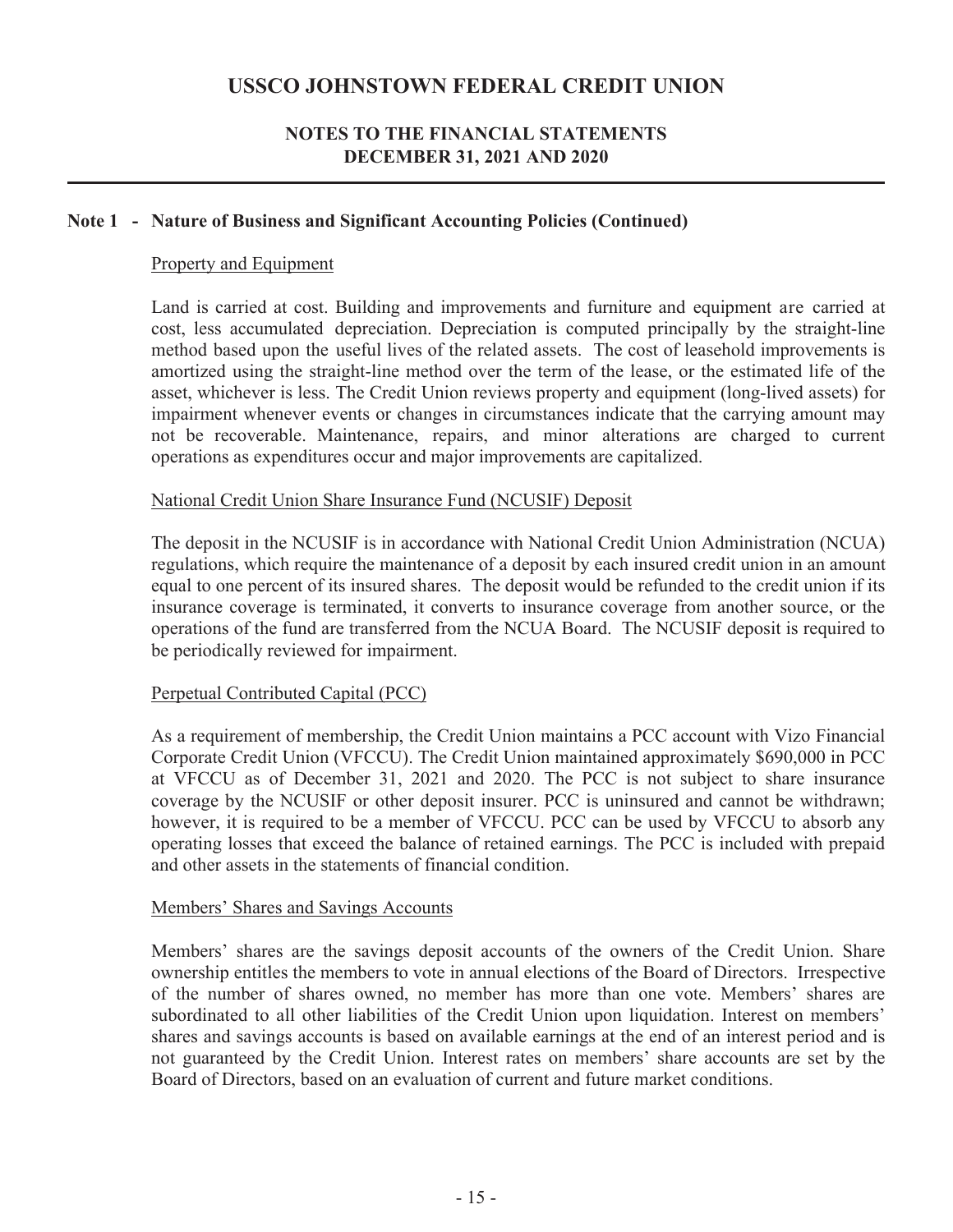## Note 1 - Nature of Business and Significant Accounting Policies (Continued)

### Property and Equipment

Land is carried at cost. Building and improvements and furniture and equipment are carried at cost, less accumulated depreciation. Depreciation is computed principally by the straight-line method based upon the useful lives of the related assets. The cost of leasehold improvements is amortized using the straight-line method over the term of the lease, or the estimated life of the asset, whichever is less. The Credit Union reviews property and equipment (long-lived assets) for impairment whenever events or changes in circumstances indicate that the carrying amount may not be recoverable. Maintenance, repairs, and minor alterations are charged to current operations as expenditures occur and major improvements are capitalized.

### National Credit Union Share Insurance Fund (NCUSIF) Deposit

The deposit in the NCUSIF is in accordance with National Credit Union Administration (NCUA) regulations, which require the maintenance of a deposit by each insured credit union in an amount equal to one percent of its insured shares. The deposit would be refunded to the credit union if its insurance coverage is terminated, it converts to insurance coverage from another source, or the operations of the fund are transferred from the NCUA Board. The NCUSIF deposit is required to be periodically reviewed for impairment.

### Perpetual Contributed Capital (PCC)

As a requirement of membership, the Credit Union maintains a PCC account with Vizo Financial Corporate Credit Union (VFCCU). The Credit Union maintained approximately $690,000 in PCC at VFCCU as of December 31, 2021 and 2020. The PCC is not subject to share insurance coverage by the NCUSIF or other deposit insurer. PCC is uninsured and cannot be withdrawn; however, it is required to be a member of VFCCU. PCC can be used by VFCCU to absorb any operating losses that exceed the balance of retained earnings. The PCC is included with prepaid and other assets in the statements of financial condition.

### Members' Shares and Savings Accounts

Members' shares are the savings deposit accounts of the owners of the Credit Union. Share ownership entitles the members to vote in annual elections of the Board of Directors. Irrespective of the number of shares owned, no member has more than one vote. Members' shares are subordinated to all other liabilities of the Credit Union upon liquidation. Interest on members' shares and savings accounts is based on available earnings at the end of an interest period and is not guaranteed by the Credit Union. Interest rates on members' share accounts are set by the Board of Directors, based on an evaluation of current and future market conditions.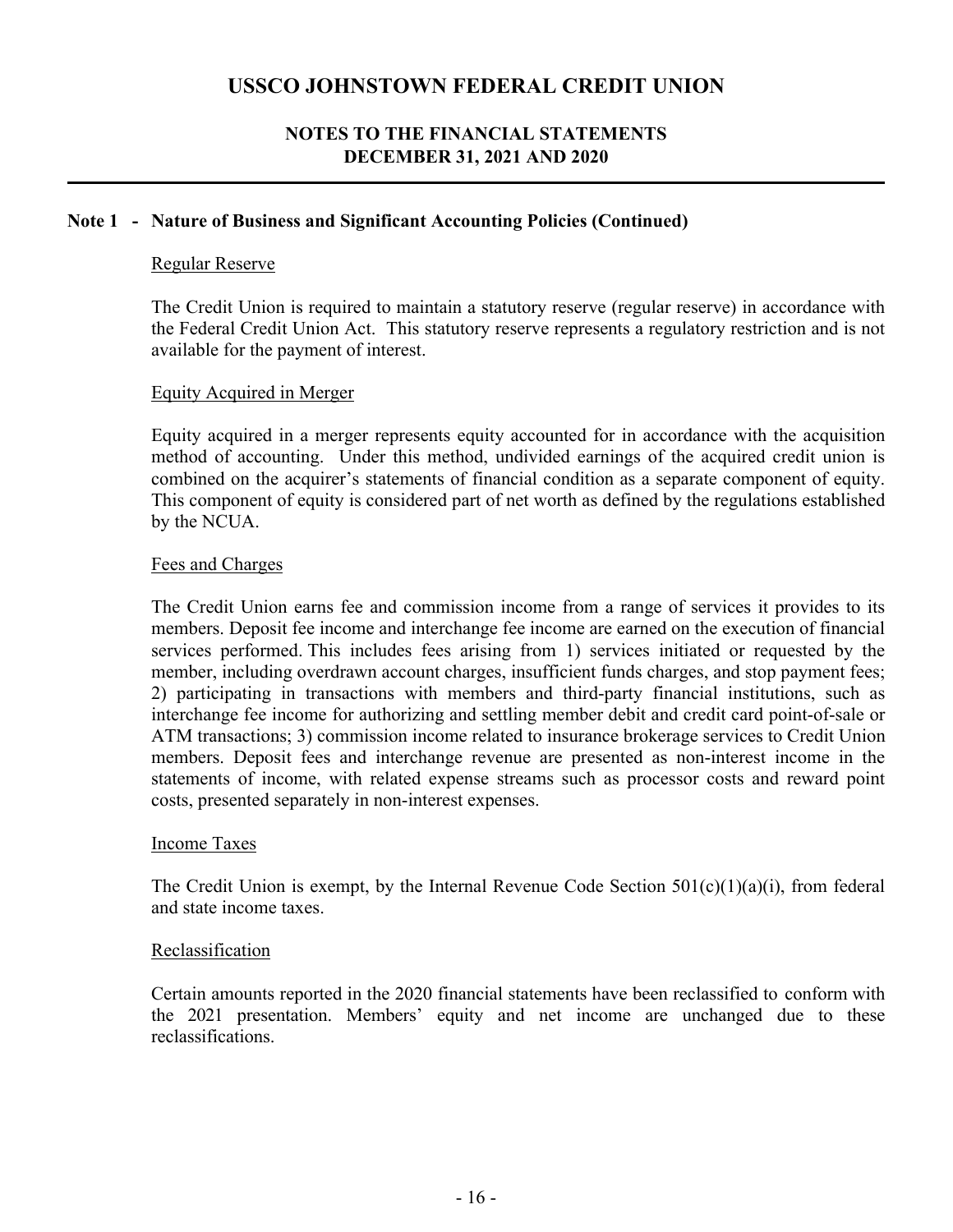## Note 1 - Nature of Business and Significant Accounting Policies (Continued)

### Regular Reserve

The Credit Union is required to maintain a statutory reserve (regular reserve) in accordance with the Federal Credit Union Act. This statutory reserve represents a regulatory restriction and is not available for the payment of interest.

### Equity Acquired in Merger

Equity acquired in a merger represents equity accounted for in accordance with the acquisition method of accounting. Under this method, undivided earnings of the acquired credit union is combined on the acquirer's statements of financial condition as a separate component of equity. This component of equity is considered part of net worth as defined by the regulations established by the NCUA.

### Fees and Charges

The Credit Union earns fee and commission income from a range of services it provides to its members. Deposit fee income and interchange fee income are earned on the execution of financial services performed. This includes fees arising from 1) services initiated or requested by the member, including overdrawn account charges, insufficient funds charges, and stop payment fees; 2) participating in transactions with members and third-party financial institutions, such as interchange fee income for authorizing and settling member debit and credit card point-of-sale or ATM transactions; 3) commission income related to insurance brokerage services to Credit Union members. Deposit fees and interchange revenue are presented as non-interest income in the statements of income, with related expense streams such as processor costs and reward point costs, presented separately in non-interest expenses.

### Income Taxes

The Credit Union is exempt, by the Internal Revenue Code Section 501(c)(1)(a)(i), from federal and state income taxes.

### Reclassification

Certain amounts reported in the 2020 financial statements have been reclassified to conform with the 2021 presentation. Members' equity and net income are unchanged due to these reclassifications.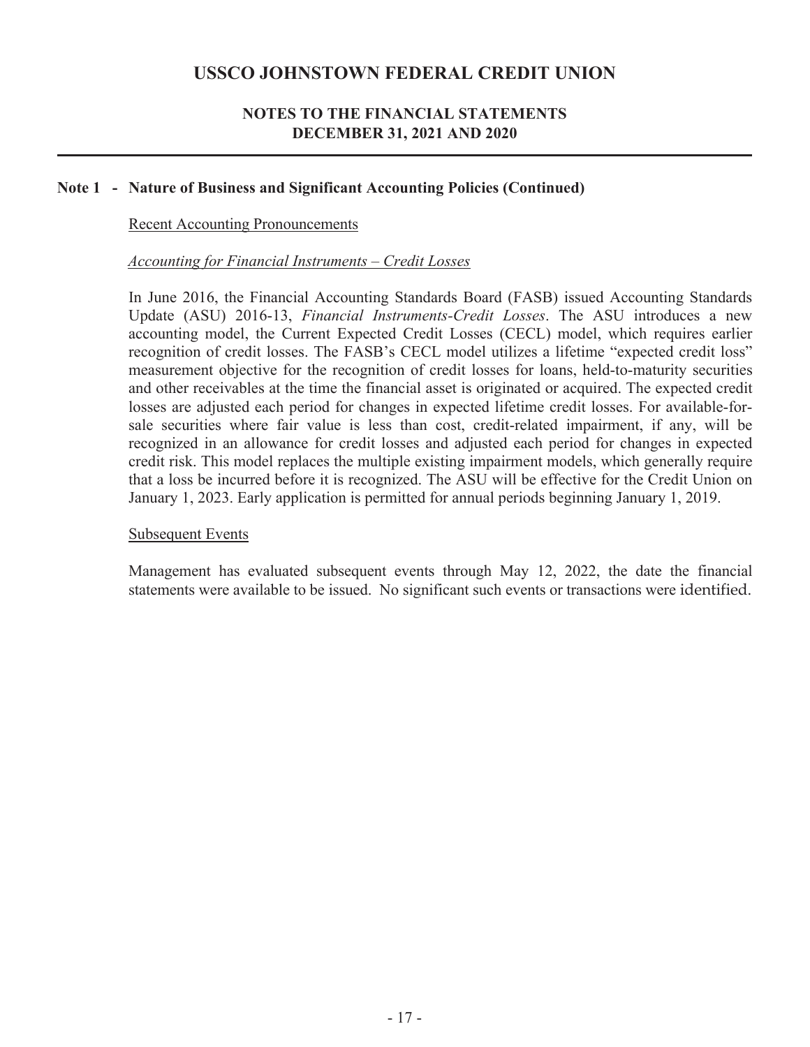# USSCO JOHNSTOWN FEDERAL CREDIT UNION

## NOTES TO THE FINANCIAL STATEMENTS
## DECEMBER 31, 2021 AND 2020

### Note 1 - Nature of Business and Significant Accounting Policies (Continued)

Recent Accounting Pronouncements

*Accounting for Financial Instruments – Credit Losses*

In June 2016, the Financial Accounting Standards Board (FASB) issued Accounting Standards Update (ASU) 2016-13, *Financial Instruments-Credit Losses*. The ASU introduces a new accounting model, the Current Expected Credit Losses (CECL) model, which requires earlier recognition of credit losses. The FASB's CECL model utilizes a lifetime "expected credit loss" measurement objective for the recognition of credit losses for loans, held-to-maturity securities and other receivables at the time the financial asset is originated or acquired. The expected credit losses are adjusted each period for changes in expected lifetime credit losses. For available-for-sale securities where fair value is less than cost, credit-related impairment, if any, will be recognized in an allowance for credit losses and adjusted each period for changes in expected credit risk. This model replaces the multiple existing impairment models, which generally require that a loss be incurred before it is recognized. The ASU will be effective for the Credit Union on January 1, 2023. Early application is permitted for annual periods beginning January 1, 2019.

Subsequent Events

Management has evaluated subsequent events through May 12, 2022, the date the financial statements were available to be issued. No significant such events or transactions were identified.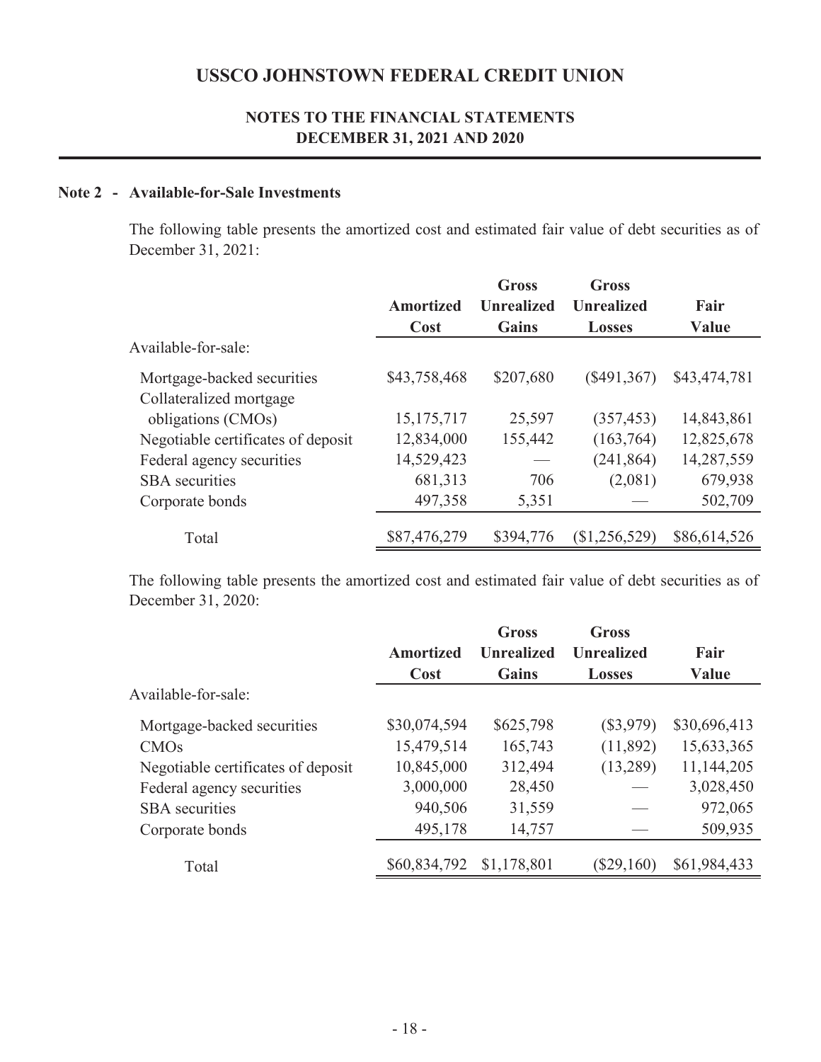## Note 2 - Available-for-Sale Investments

The following table presents the amortized cost and estimated fair value of debt securities as of December 31, 2021:

| | Amortized Cost | Gross Unrealized Gains | Gross Unrealized Losses | Fair Value |
|---|---|---|---|---|
| Available-for-sale: | | | | |
| Mortgage-backed securities | $43,758,468 | $207,680 | ($491,367) | $43,474,781 |
| Collateralized mortgage obligations (CMOs) | 15,175,717 | 25,597 | (357,453) | 14,843,861 |
| Negotiable certificates of deposit | 12,834,000 | 155,442 | (163,764) | 12,825,678 |
| Federal agency securities | 14,529,423 | — | (241,864) | 14,287,559 |
| SBA securities | 681,313 | 706 | (2,081) | 679,938 |
| Corporate bonds | 497,358 | 5,351 | — | 502,709 |
| Total | $87,476,279 | $394,776 | ($1,256,529) | $86,614,526 |

The following table presents the amortized cost and estimated fair value of debt securities as of December 31, 2020:

| | Amortized Cost | Gross Unrealized Gains | Gross Unrealized Losses | Fair Value |
|---|---|---|---|---|
| Available-for-sale: | | | | |
| Mortgage-backed securities | $30,074,594 | $625,798 | ($3,979) | $30,696,413 |
| CMOs | 15,479,514 | 165,743 | (11,892) | 15,633,365 |
| Negotiable certificates of deposit | 10,845,000 | 312,494 | (13,289) | 11,144,205 |
| Federal agency securities | 3,000,000 | 28,450 | — | 3,028,450 |
| SBA securities | 940,506 | 31,559 | — | 972,065 |
| Corporate bonds | 495,178 | 14,757 | — | 509,935 |
| Total | $60,834,792 | $1,178,801 | ($29,160) | $61,984,433 |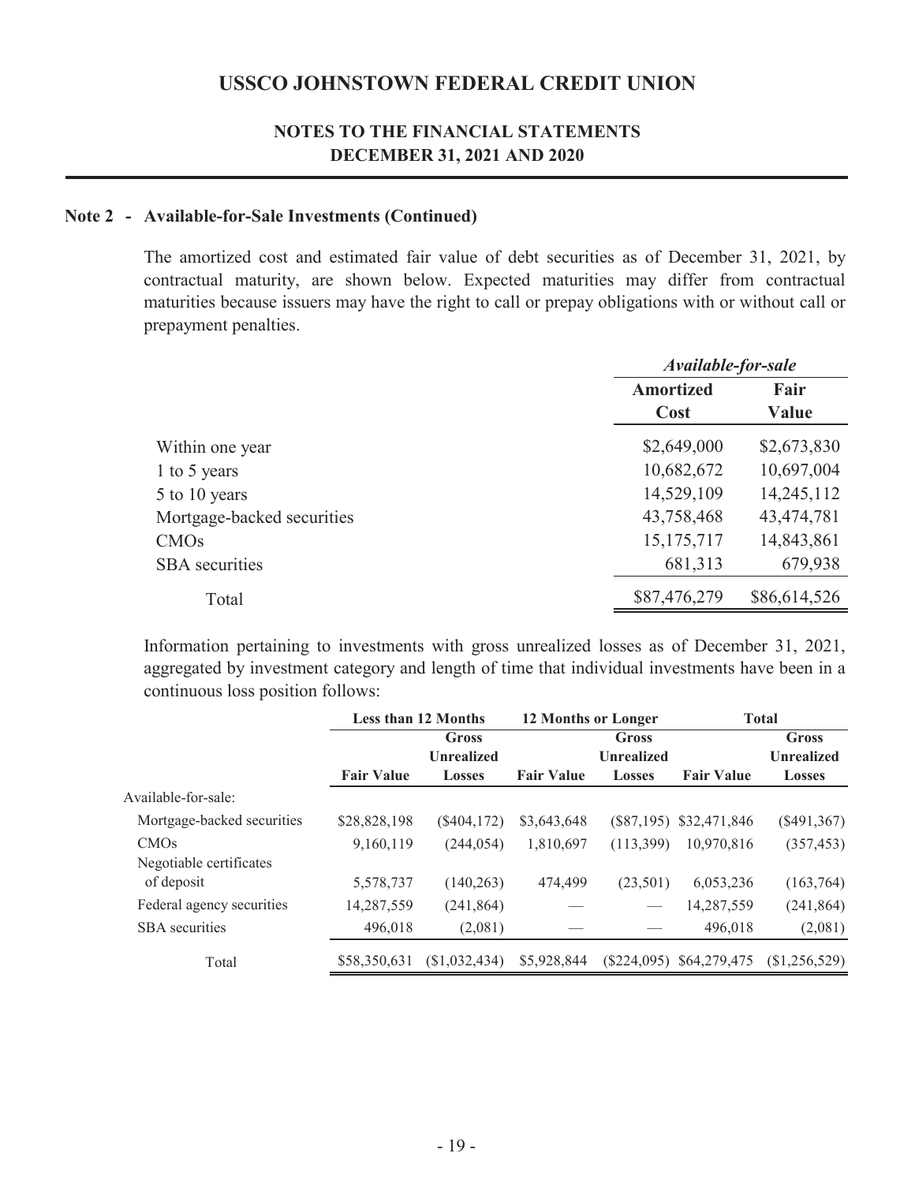# USSCO JOHNSTOWN FEDERAL CREDIT UNION

## NOTES TO THE FINANCIAL STATEMENTS
## DECEMBER 31, 2021 AND 2020

### Note 2 - Available-for-Sale Investments (Continued)

The amortized cost and estimated fair value of debt securities as of December 31, 2021, by contractual maturity, are shown below. Expected maturities may differ from contractual maturities because issuers may have the right to call or prepay obligations with or without call or prepayment penalties.

| | *Available-for-sale* | |
|---|---|---|
| | **Amortized Cost** | **Fair Value** |
| Within one year | $2,649,000 | $2,673,830 |
| 1 to 5 years | 10,682,672 | 10,697,004 |
| 5 to 10 years | 14,529,109 | 14,245,112 |
| Mortgage-backed securities | 43,758,468 | 43,474,781 |
| CMOs | 15,175,717 | 14,843,861 |
| SBA securities | 681,313 | 679,938 |
| Total | $87,476,279 | $86,614,526 |

Information pertaining to investments with gross unrealized losses as of December 31, 2021, aggregated by investment category and length of time that individual investments have been in a continuous loss position follows:

| | **Less than 12 Months** | | **12 Months or Longer** | | **Total** | |
|---|---|---|---|---|---|---|
| | **Fair Value** | **Gross Unrealized Losses** | **Fair Value** | **Gross Unrealized Losses** | **Fair Value** | **Gross Unrealized Losses** |
| Available-for-sale: | | | | | | |
| Mortgage-backed securities | $28,828,198 | ($404,172) | $3,643,648 | ($87,195) | $32,471,846 | ($491,367) |
| CMOs | 9,160,119 | (244,054) | 1,810,697 | (113,399) | 10,970,816 | (357,453) |
| Negotiable certificates of deposit | 5,578,737 | (140,263) | 474,499 | (23,501) | 6,053,236 | (163,764) |
| Federal agency securities | 14,287,559 | (241,864) | — | — | 14,287,559 | (241,864) |
| SBA securities | 496,018 | (2,081) | — | — | 496,018 | (2,081) |
| Total | $58,350,631 | ($1,032,434) | $5,928,844 | ($224,095) | $64,279,475 | ($1,256,529) |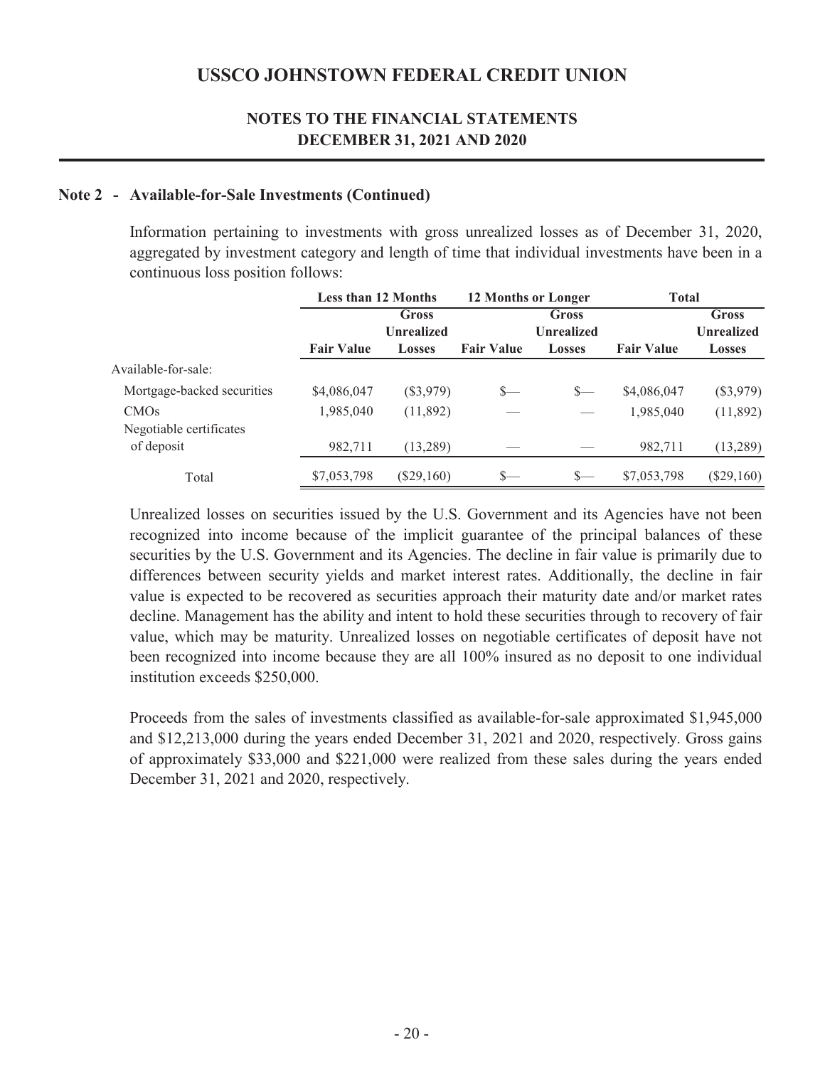## USSCO JOHNSTOWN FEDERAL CREDIT UNION

### NOTES TO THE FINANCIAL STATEMENTS
### DECEMBER 31, 2021 AND 2020

**Note 2 - Available-for-Sale Investments (Continued)**

Information pertaining to investments with gross unrealized losses as of December 31, 2020, aggregated by investment category and length of time that individual investments have been in a continuous loss position follows:

| | Less than 12 Months | | 12 Months or Longer | | Total | |
|---|---|---|---|---|---|---|
| | Fair Value | Gross Unrealized Losses | Fair Value | Gross Unrealized Losses | Fair Value | Gross Unrealized Losses |
| Available-for-sale: | | | | | | |
| Mortgage-backed securities | $4,086,047 | ($3,979) | $— | $— | $4,086,047 | ($3,979) |
| CMOs | 1,985,040 | (11,892) | — | — | 1,985,040 | (11,892) |
| Negotiable certificates of deposit | 982,711 | (13,289) | — | — | 982,711 | (13,289) |
| Total | $7,053,798 | ($29,160) | $— | $— | $7,053,798 | ($29,160) |

Unrealized losses on securities issued by the U.S. Government and its Agencies have not been recognized into income because of the implicit guarantee of the principal balances of these securities by the U.S. Government and its Agencies. The decline in fair value is primarily due to differences between security yields and market interest rates. Additionally, the decline in fair value is expected to be recovered as securities approach their maturity date and/or market rates decline. Management has the ability and intent to hold these securities through to recovery of fair value, which may be maturity. Unrealized losses on negotiable certificates of deposit have not been recognized into income because they are all 100% insured as no deposit to one individual institution exceeds $250,000.

Proceeds from the sales of investments classified as available-for-sale approximated $1,945,000 and $12,213,000 during the years ended December 31, 2021 and 2020, respectively. Gross gains of approximately $33,000 and $221,000 were realized from these sales during the years ended December 31, 2021 and 2020, respectively.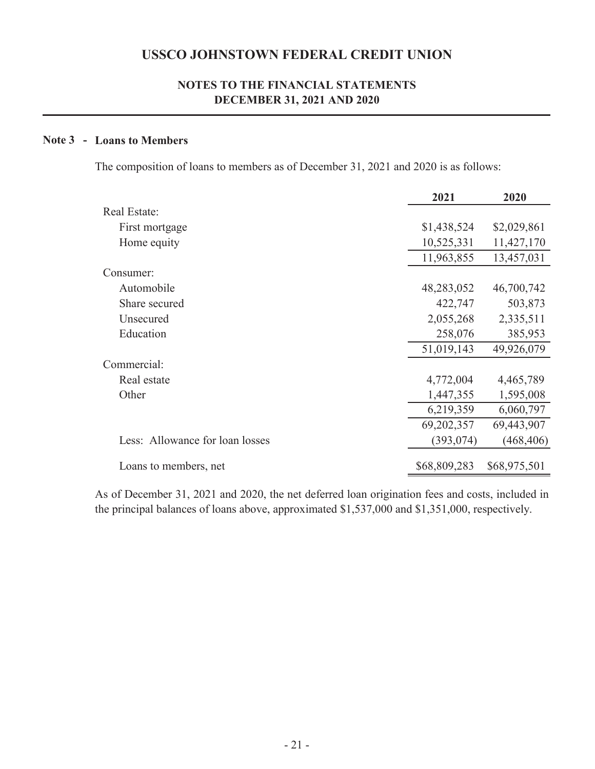# USSCO JOHNSTOWN FEDERAL CREDIT UNION

## NOTES TO THE FINANCIAL STATEMENTS
## DECEMBER 31, 2021 AND 2020

### Note 3 - Loans to Members

The composition of loans to members as of December 31, 2021 and 2020 is as follows:

| | 2021 | 2020 |
|---|---|---|
| Real Estate: | | |
| First mortgage | $1,438,524 | $2,029,861 |
| Home equity | 10,525,331 | 11,427,170 |
| | 11,963,855 | 13,457,031 |
| Consumer: | | |
| Automobile | 48,283,052 | 46,700,742 |
| Share secured | 422,747 | 503,873 |
| Unsecured | 2,055,268 | 2,335,511 |
| Education | 258,076 | 385,953 |
| | 51,019,143 | 49,926,079 |
| Commercial: | | |
| Real estate | 4,772,004 | 4,465,789 |
| Other | 1,447,355 | 1,595,008 |
| | 6,219,359 | 6,060,797 |
| | 69,202,357 | 69,443,907 |
| Less: Allowance for loan losses | (393,074) | (468,406) |
| Loans to members, net | $68,809,283 | $68,975,501 |

As of December 31, 2021 and 2020, the net deferred loan origination fees and costs, included in the principal balances of loans above, approximated $1,537,000 and $1,351,000, respectively.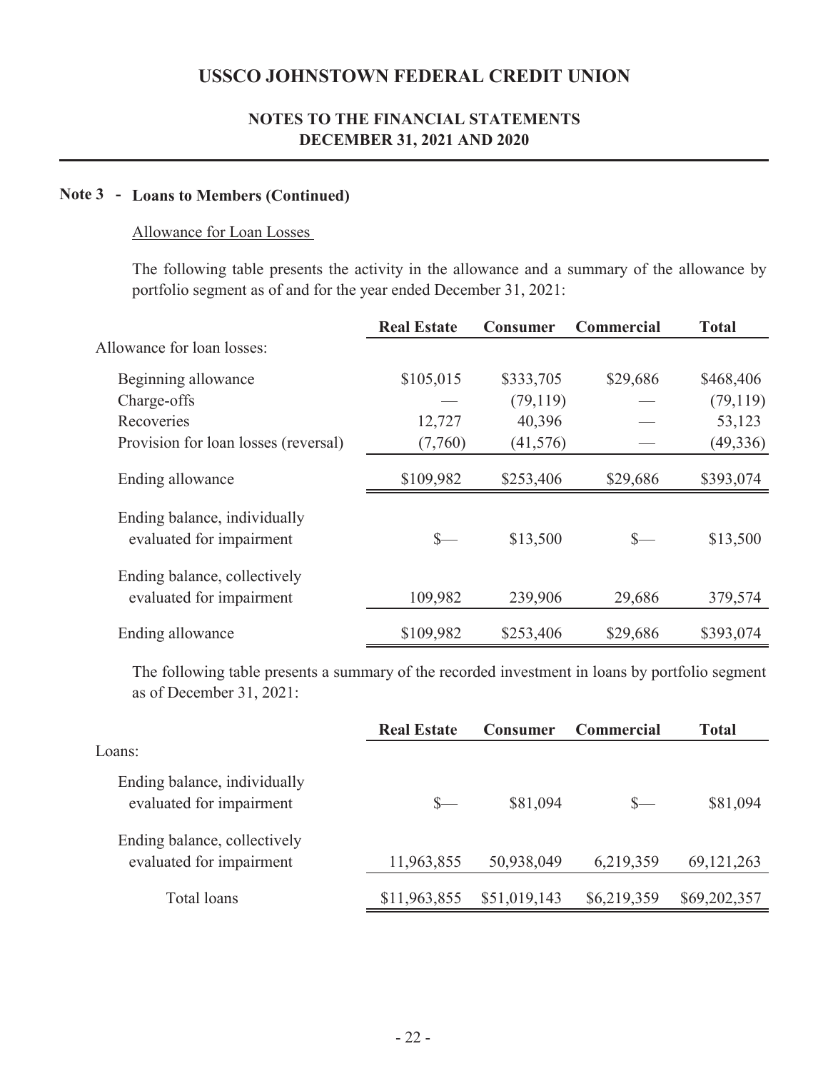# USSCO JOHNSTOWN FEDERAL CREDIT UNION

## NOTES TO THE FINANCIAL STATEMENTS
## DECEMBER 31, 2021 AND 2020

### Note 3 - Loans to Members (Continued)

Allowance for Loan Losses

The following table presents the activity in the allowance and a summary of the allowance by portfolio segment as of and for the year ended December 31, 2021:

| | Real Estate | Consumer | Commercial | Total |
|---|---|---|---|---|
| Allowance for loan losses: | | | | |
| Beginning allowance | $105,015 | $333,705 | $29,686 | $468,406 |
| Charge-offs | — | (79,119) | — | (79,119) |
| Recoveries | 12,727 | 40,396 | — | 53,123 |
| Provision for loan losses (reversal) | (7,760) | (41,576) | — | (49,336) |
| Ending allowance | $109,982 | $253,406 | $29,686 | $393,074 |
| Ending balance, individually evaluated for impairment | $— | $13,500 | $— | $13,500 |
| Ending balance, collectively evaluated for impairment | 109,982 | 239,906 | 29,686 | 379,574 |
| Ending allowance | $109,982 | $253,406 | $29,686 | $393,074 |

The following table presents a summary of the recorded investment in loans by portfolio segment as of December 31, 2021:

| | Real Estate | Consumer | Commercial | Total |
|---|---|---|---|---|
| Loans: | | | | |
| Ending balance, individually evaluated for impairment | $— | $81,094 | $— | $81,094 |
| Ending balance, collectively evaluated for impairment | 11,963,855 | 50,938,049 | 6,219,359 | 69,121,263 |
| Total loans | $11,963,855 | $51,019,143 | $6,219,359 | $69,202,357 |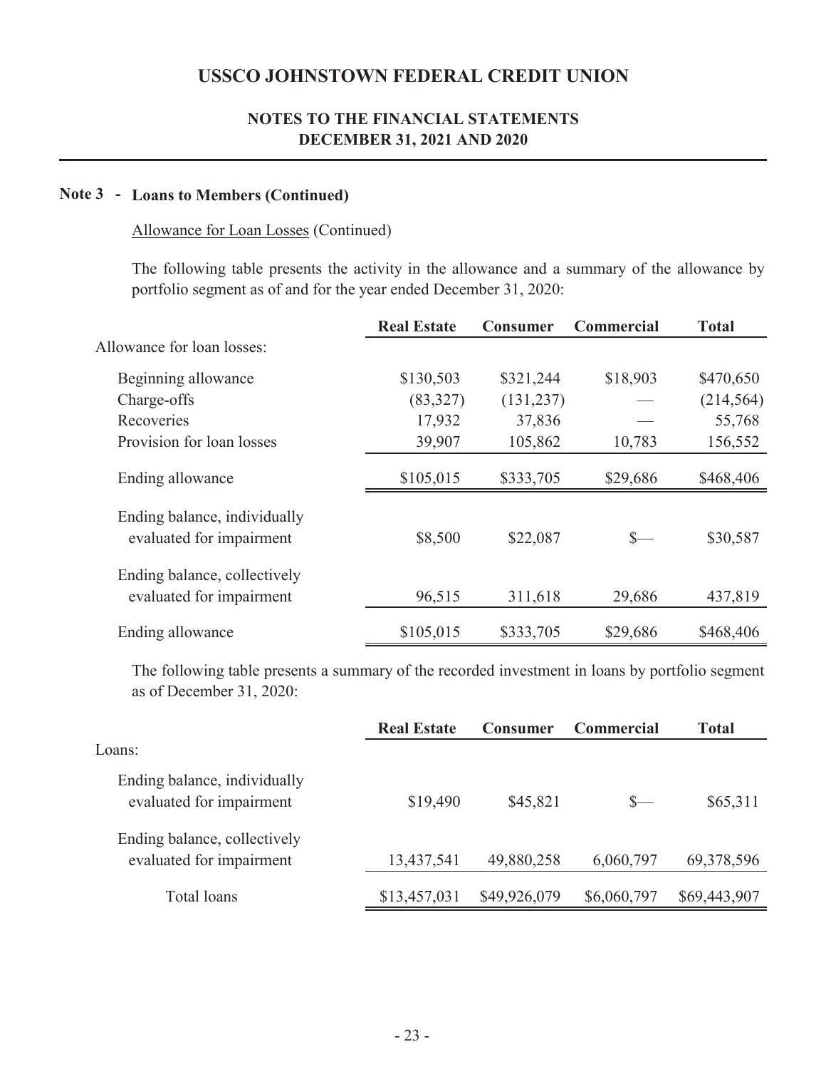# USSCO JOHNSTOWN FEDERAL CREDIT UNION

## NOTES TO THE FINANCIAL STATEMENTS
## DECEMBER 31, 2021 AND 2020

### Note 3 - Loans to Members (Continued)

Allowance for Loan Losses (Continued)

The following table presents the activity in the allowance and a summary of the allowance by portfolio segment as of and for the year ended December 31, 2020:

| | Real Estate | Consumer | Commercial | Total |
|---|---|---|---|---|
| Allowance for loan losses: | | | | |
| Beginning allowance | $130,503 | $321,244 | $18,903 | $470,650 |
| Charge-offs | (83,327) | (131,237) | — | (214,564) |
| Recoveries | 17,932 | 37,836 | — | 55,768 |
| Provision for loan losses | 39,907 | 105,862 | 10,783 | 156,552 |
| Ending allowance | $105,015 | $333,705 | $29,686 | $468,406 |
| Ending balance, individually evaluated for impairment | $8,500 | $22,087 | $— | $30,587 |
| Ending balance, collectively evaluated for impairment | 96,515 | 311,618 | 29,686 | 437,819 |
| Ending allowance | $105,015 | $333,705 | $29,686 | $468,406 |

The following table presents a summary of the recorded investment in loans by portfolio segment as of December 31, 2020:

| | Real Estate | Consumer | Commercial | Total |
|---|---|---|---|---|
| Loans: | | | | |
| Ending balance, individually evaluated for impairment | $19,490 | $45,821 | $— | $65,311 |
| Ending balance, collectively evaluated for impairment | 13,437,541 | 49,880,258 | 6,060,797 | 69,378,596 |
| Total loans | $13,457,031 | $49,926,079 | $6,060,797 | $69,443,907 |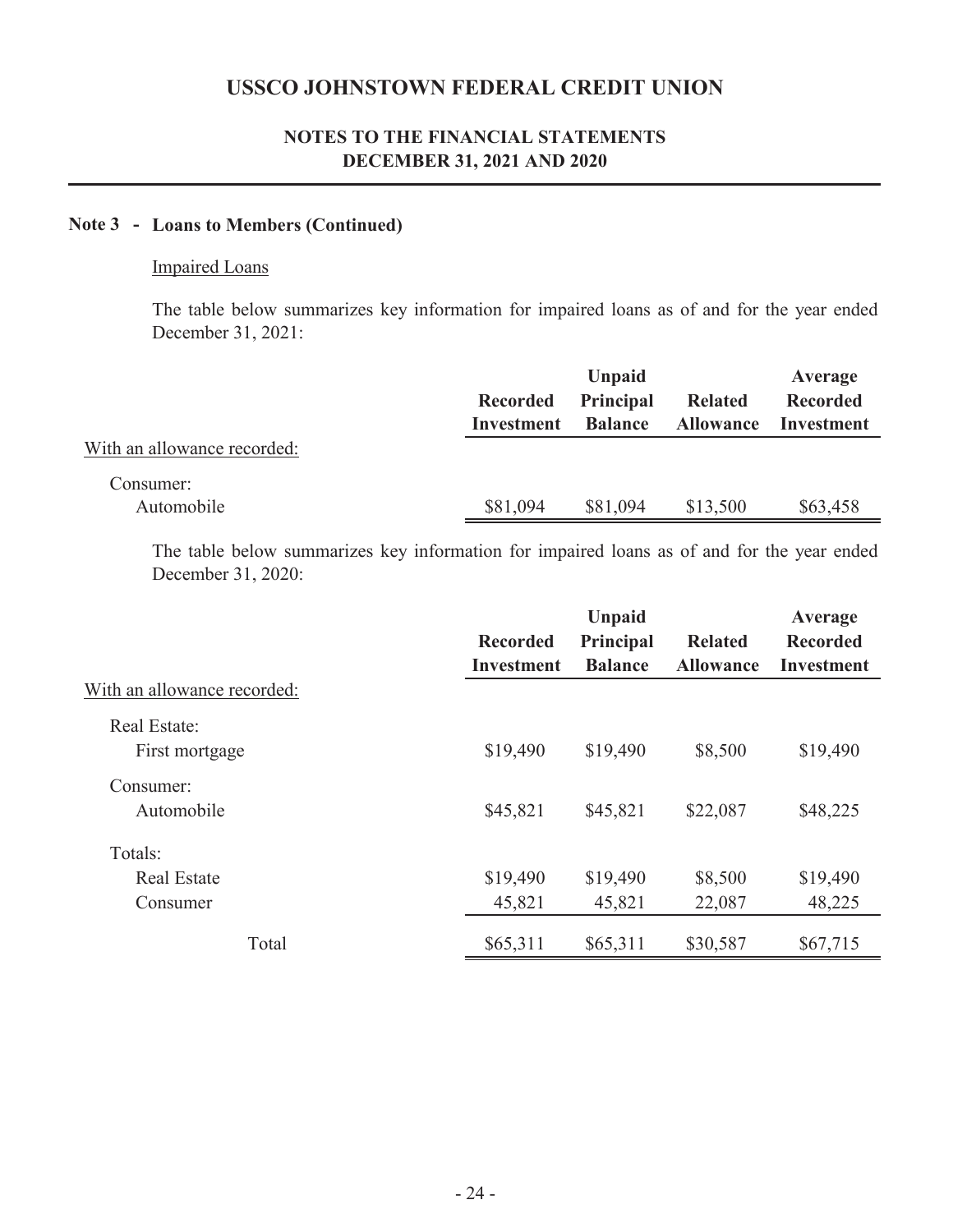# USSCO JOHNSTOWN FEDERAL CREDIT UNION

## NOTES TO THE FINANCIAL STATEMENTS
## DECEMBER 31, 2021 AND 2020

### Note 3 - Loans to Members (Continued)

Impaired Loans

The table below summarizes key information for impaired loans as of and for the year ended December 31, 2021:

| | Recorded Investment | Unpaid Principal Balance | Related Allowance | Average Recorded Investment |
|---|---|---|---|---|
| With an allowance recorded: | | | | |
| Consumer: | | | | |
| Automobile | $81,094 | $81,094 | $13,500 | $63,458 |

The table below summarizes key information for impaired loans as of and for the year ended December 31, 2020:

| | Recorded Investment | Unpaid Principal Balance | Related Allowance | Average Recorded Investment |
|---|---|---|---|---|
| With an allowance recorded: | | | | |
| Real Estate: | | | | |
| First mortgage | $19,490 | $19,490 | $8,500 | $19,490 |
| Consumer: | | | | |
| Automobile | $45,821 | $45,821 | $22,087 | $48,225 |
| Totals: | | | | |
| Real Estate | $19,490 | $19,490 | $8,500 | $19,490 |
| Consumer | 45,821 | 45,821 | 22,087 | 48,225 |
| Total | $65,311 | $65,311 | $30,587 | $67,715 |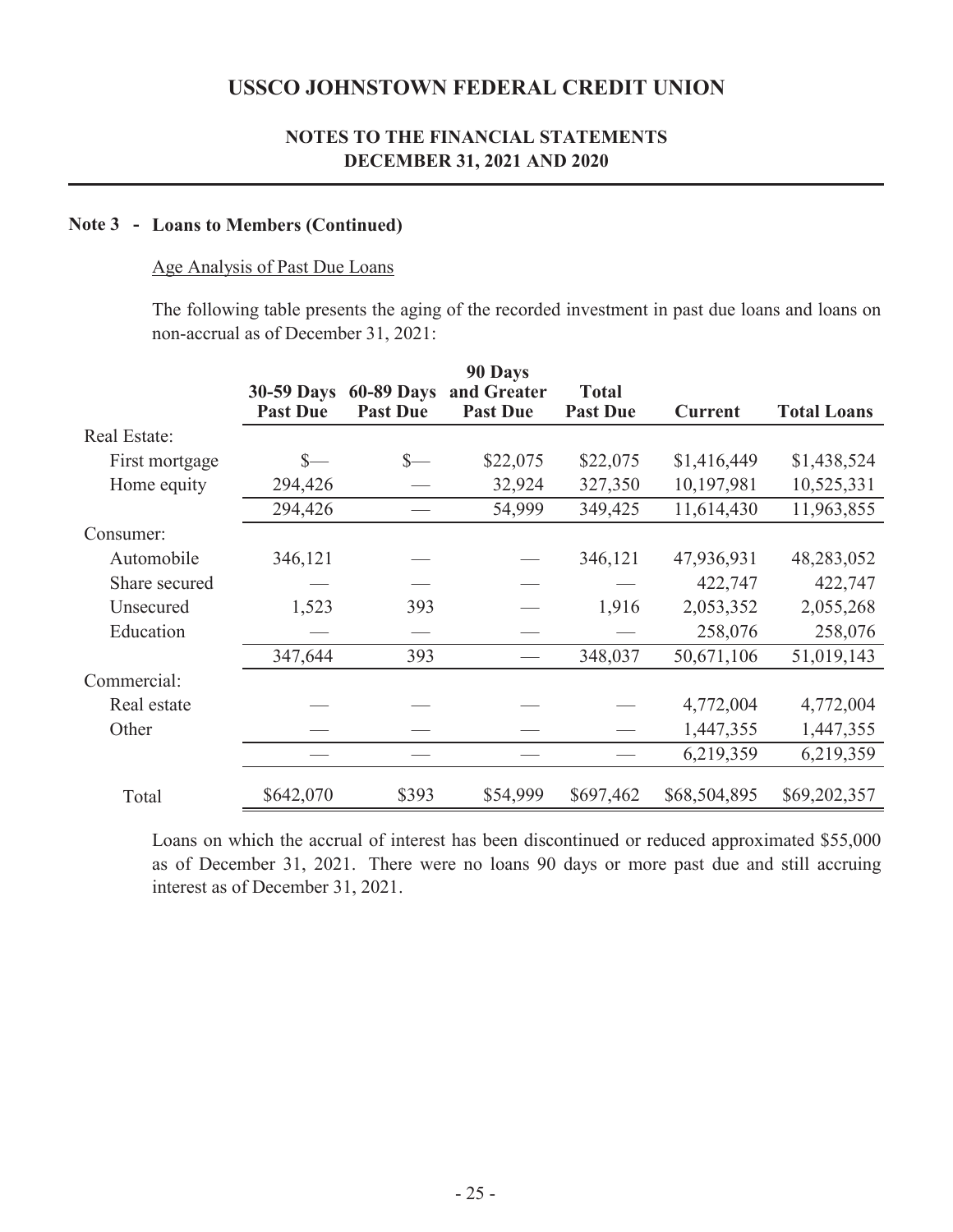# USSCO JOHNSTOWN FEDERAL CREDIT UNION

## NOTES TO THE FINANCIAL STATEMENTS
## DECEMBER 31, 2021 AND 2020

### Note 3 - Loans to Members (Continued)

Age Analysis of Past Due Loans

The following table presents the aging of the recorded investment in past due loans and loans on non-accrual as of December 31, 2021:

| | 30-59 Days Past Due | 60-89 Days Past Due | 90 Days and Greater Past Due | Total Past Due | Current | Total Loans |
|---|---|---|---|---|---|---|
| Real Estate: | | | | | | |
| First mortgage | $— | $— | $22,075 | $22,075 | $1,416,449 | $1,438,524 |
| Home equity | 294,426 | — | 32,924 | 327,350 | 10,197,981 | 10,525,331 |
| | 294,426 | — | 54,999 | 349,425 | 11,614,430 | 11,963,855 |
| Consumer: | | | | | | |
| Automobile | 346,121 | — | — | 346,121 | 47,936,931 | 48,283,052 |
| Share secured | — | — | — | — | 422,747 | 422,747 |
| Unsecured | 1,523 | 393 | — | 1,916 | 2,053,352 | 2,055,268 |
| Education | — | — | — | — | 258,076 | 258,076 |
| | 347,644 | 393 | — | 348,037 | 50,671,106 | 51,019,143 |
| Commercial: | | | | | | |
| Real estate | — | — | — | — | 4,772,004 | 4,772,004 |
| Other | — | — | — | — | 1,447,355 | 1,447,355 |
| | — | — | — | — | 6,219,359 | 6,219,359 |
| Total | $642,070 | $393 | $54,999 | $697,462 | $68,504,895 | $69,202,357 |

Loans on which the accrual of interest has been discontinued or reduced approximated $55,000 as of December 31, 2021. There were no loans 90 days or more past due and still accruing interest as of December 31, 2021.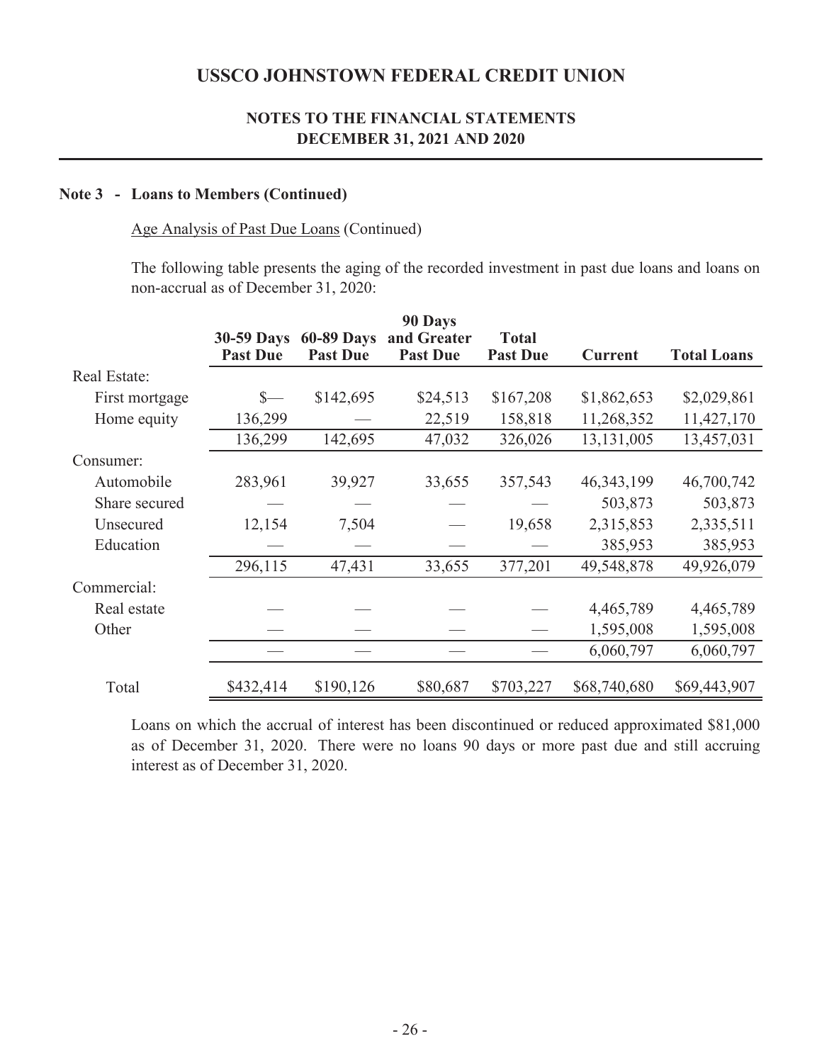# USSCO JOHNSTOWN FEDERAL CREDIT UNION

## NOTES TO THE FINANCIAL STATEMENTS
## DECEMBER 31, 2021 AND 2020

### Note 3 - Loans to Members (Continued)

Age Analysis of Past Due Loans (Continued)

The following table presents the aging of the recorded investment in past due loans and loans on non-accrual as of December 31, 2020:

| | 30-59 Days Past Due | 60-89 Days Past Due | 90 Days and Greater Past Due | Total Past Due | Current | Total Loans |
|---|---|---|---|---|---|---|
| Real Estate: | | | | | | |
| First mortgage | $— | $142,695 | $24,513 | $167,208 | $1,862,653 | $2,029,861 |
| Home equity | 136,299 | — | 22,519 | 158,818 | 11,268,352 | 11,427,170 |
| | 136,299 | 142,695 | 47,032 | 326,026 | 13,131,005 | 13,457,031 |
| Consumer: | | | | | | |
| Automobile | 283,961 | 39,927 | 33,655 | 357,543 | 46,343,199 | 46,700,742 |
| Share secured | — | — | — | — | 503,873 | 503,873 |
| Unsecured | 12,154 | 7,504 | — | 19,658 | 2,315,853 | 2,335,511 |
| Education | — | — | — | — | 385,953 | 385,953 |
| | 296,115 | 47,431 | 33,655 | 377,201 | 49,548,878 | 49,926,079 |
| Commercial: | | | | | | |
| Real estate | — | — | — | — | 4,465,789 | 4,465,789 |
| Other | — | — | — | — | 1,595,008 | 1,595,008 |
| | — | — | — | — | 6,060,797 | 6,060,797 |
| Total | $432,414 | $190,126 | $80,687 | $703,227 | $68,740,680 | $69,443,907 |

Loans on which the accrual of interest has been discontinued or reduced approximated $81,000 as of December 31, 2020. There were no loans 90 days or more past due and still accruing interest as of December 31, 2020.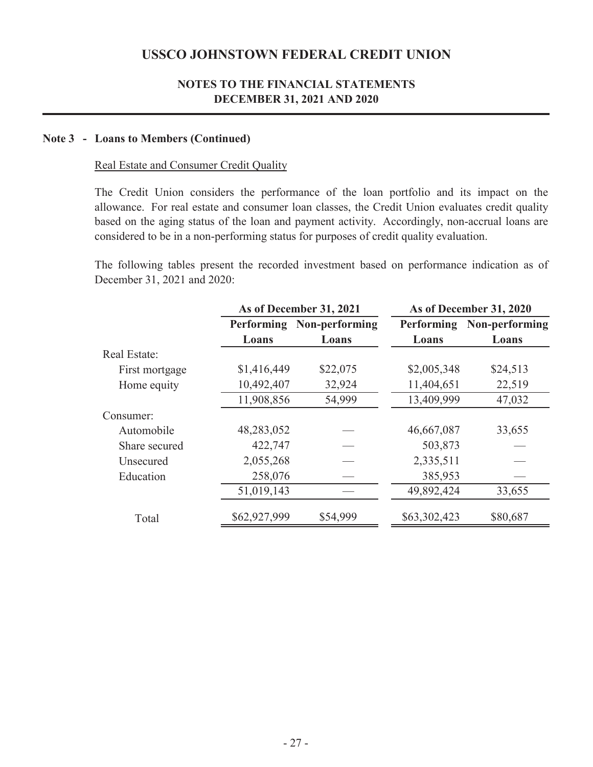# USSCO JOHNSTOWN FEDERAL CREDIT UNION

## NOTES TO THE FINANCIAL STATEMENTS
## DECEMBER 31, 2021 AND 2020

**Note 3 - Loans to Members (Continued)**

Real Estate and Consumer Credit Quality

The Credit Union considers the performance of the loan portfolio and its impact on the allowance. For real estate and consumer loan classes, the Credit Union evaluates credit quality based on the aging status of the loan and payment activity. Accordingly, non-accrual loans are considered to be in a non-performing status for purposes of credit quality evaluation.

The following tables present the recorded investment based on performance indication as of December 31, 2021 and 2020:

| | As of December 31, 2021 | | As of December 31, 2020 | |
|---|---|---|---|---|
| | Performing Loans | Non-performing Loans | Performing Loans | Non-performing Loans |
| Real Estate: | | | | |
| First mortgage | $1,416,449 | $22,075 | $2,005,348 | $24,513 |
| Home equity | 10,492,407 | 32,924 | 11,404,651 | 22,519 |
| | 11,908,856 | 54,999 | 13,409,999 | 47,032 |
| Consumer: | | | | |
| Automobile | 48,283,052 | — | 46,667,087 | 33,655 |
| Share secured | 422,747 | — | 503,873 | — |
| Unsecured | 2,055,268 | — | 2,335,511 | — |
| Education | 258,076 | — | 385,953 | — |
| | 51,019,143 | — | 49,892,424 | 33,655 |
| Total | $62,927,999 | $54,999 | $63,302,423 | $80,687 |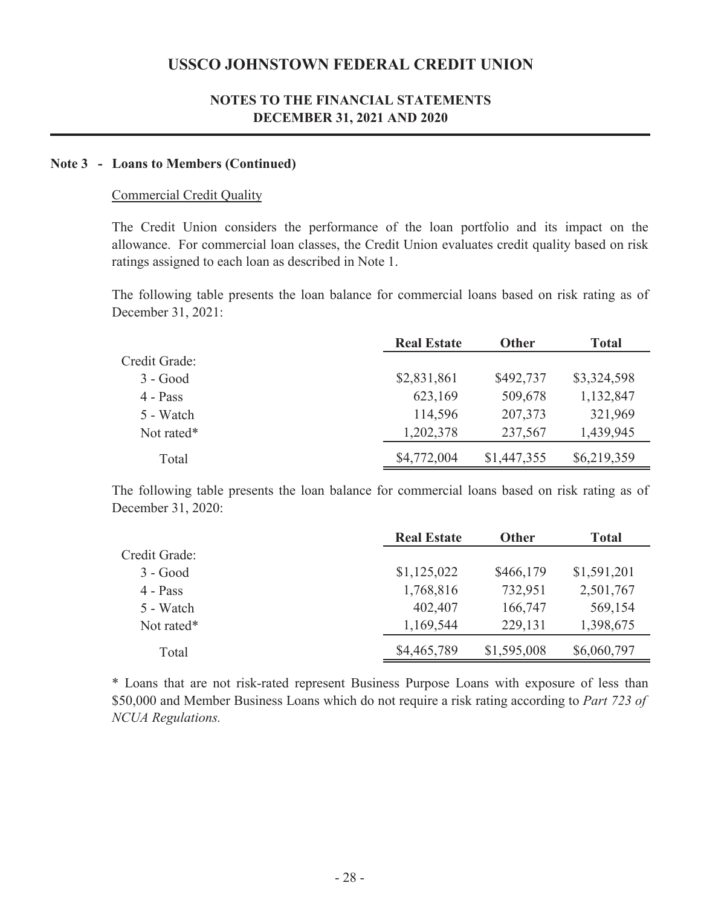# USSCO JOHNSTOWN FEDERAL CREDIT UNION

## NOTES TO THE FINANCIAL STATEMENTS
## DECEMBER 31, 2021 AND 2020

### Note 3 - Loans to Members (Continued)

Commercial Credit Quality

The Credit Union considers the performance of the loan portfolio and its impact on the allowance. For commercial loan classes, the Credit Union evaluates credit quality based on risk ratings assigned to each loan as described in Note 1.

The following table presents the loan balance for commercial loans based on risk rating as of December 31, 2021:

| | Real Estate | Other | Total |
|---|---|---|---|
| Credit Grade: | | | |
| 3 - Good | $2,831,861 | $492,737 | $3,324,598 |
| 4 - Pass | 623,169 | 509,678 | 1,132,847 |
| 5 - Watch | 114,596 | 207,373 | 321,969 |
| Not rated* | 1,202,378 | 237,567 | 1,439,945 |
| Total | $4,772,004 | $1,447,355 | $6,219,359 |

The following table presents the loan balance for commercial loans based on risk rating as of December 31, 2020:

| | Real Estate | Other | Total |
|---|---|---|---|
| Credit Grade: | | | |
| 3 - Good | $1,125,022 | $466,179 | $1,591,201 |
| 4 - Pass | 1,768,816 | 732,951 | 2,501,767 |
| 5 - Watch | 402,407 | 166,747 | 569,154 |
| Not rated* | 1,169,544 | 229,131 | 1,398,675 |
| Total | $4,465,789 | $1,595,008 | $6,060,797 |

* Loans that are not risk-rated represent Business Purpose Loans with exposure of less than $50,000 and Member Business Loans which do not require a risk rating according to *Part 723 of NCUA Regulations.*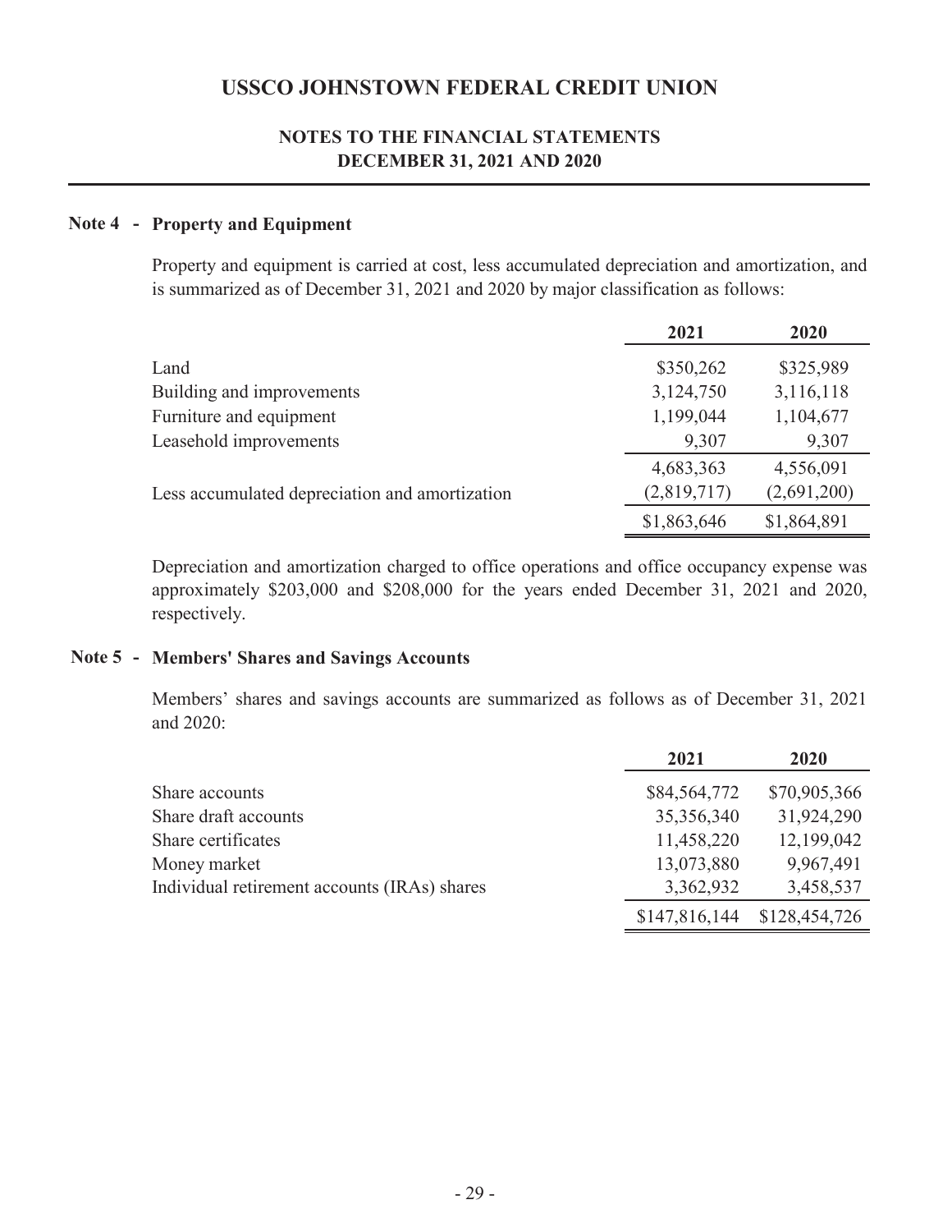# USSCO JOHNSTOWN FEDERAL CREDIT UNION

## NOTES TO THE FINANCIAL STATEMENTS
## DECEMBER 31, 2021 AND 2020

### Note 4 - Property and Equipment

Property and equipment is carried at cost, less accumulated depreciation and amortization, and is summarized as of December 31, 2021 and 2020 by major classification as follows:

| | 2021 | 2020 |
|---|---|---|
| Land | $350,262 | $325,989 |
| Building and improvements | 3,124,750 | 3,116,118 |
| Furniture and equipment | 1,199,044 | 1,104,677 |
| Leasehold improvements | 9,307 | 9,307 |
| | 4,683,363 | 4,556,091 |
| Less accumulated depreciation and amortization | (2,819,717) | (2,691,200) |
| | $1,863,646 | $1,864,891 |

Depreciation and amortization charged to office operations and office occupancy expense was approximately $203,000 and $208,000 for the years ended December 31, 2021 and 2020, respectively.

### Note 5 - Members' Shares and Savings Accounts

Members' shares and savings accounts are summarized as follows as of December 31, 2021 and 2020:

| | 2021 | 2020 |
|---|---|---|
| Share accounts | $84,564,772 | $70,905,366 |
| Share draft accounts | 35,356,340 | 31,924,290 |
| Share certificates | 11,458,220 | 12,199,042 |
| Money market | 13,073,880 | 9,967,491 |
| Individual retirement accounts (IRAs) shares | 3,362,932 | 3,458,537 |
| | $147,816,144 | $128,454,726 |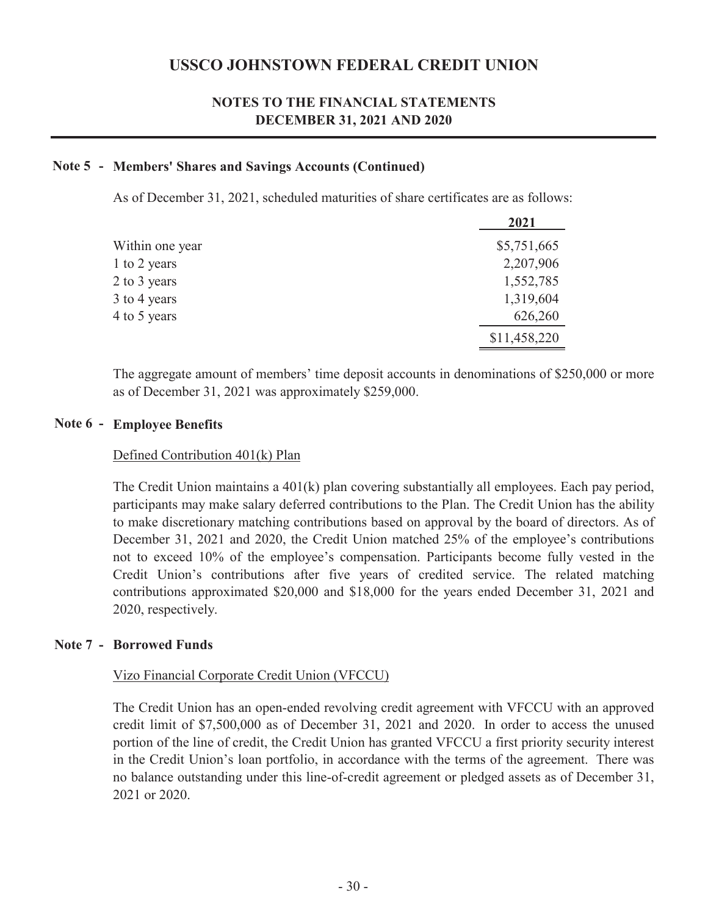# USSCO JOHNSTOWN FEDERAL CREDIT UNION

## NOTES TO THE FINANCIAL STATEMENTS DECEMBER 31, 2021 AND 2020

### Note 5 - Members' Shares and Savings Accounts (Continued)

As of December 31, 2021, scheduled maturities of share certificates are as follows:

| | 2021 |
|---|---|
| Within one year | $5,751,665 |
| 1 to 2 years | 2,207,906 |
| 2 to 3 years | 1,552,785 |
| 3 to 4 years | 1,319,604 |
| 4 to 5 years | 626,260 |
| | $11,458,220 |

The aggregate amount of members' time deposit accounts in denominations of $250,000 or more as of December 31, 2021 was approximately $259,000.

### Note 6 - Employee Benefits

Defined Contribution 401(k) Plan

The Credit Union maintains a 401(k) plan covering substantially all employees. Each pay period, participants may make salary deferred contributions to the Plan. The Credit Union has the ability to make discretionary matching contributions based on approval by the board of directors. As of December 31, 2021 and 2020, the Credit Union matched 25% of the employee's contributions not to exceed 10% of the employee's compensation. Participants become fully vested in the Credit Union's contributions after five years of credited service. The related matching contributions approximated $20,000 and $18,000 for the years ended December 31, 2021 and 2020, respectively.

### Note 7 - Borrowed Funds

Vizo Financial Corporate Credit Union (VFCCU)

The Credit Union has an open-ended revolving credit agreement with VFCCU with an approved credit limit of $7,500,000 as of December 31, 2021 and 2020. In order to access the unused portion of the line of credit, the Credit Union has granted VFCCU a first priority security interest in the Credit Union's loan portfolio, in accordance with the terms of the agreement. There was no balance outstanding under this line-of-credit agreement or pledged assets as of December 31, 2021 or 2020.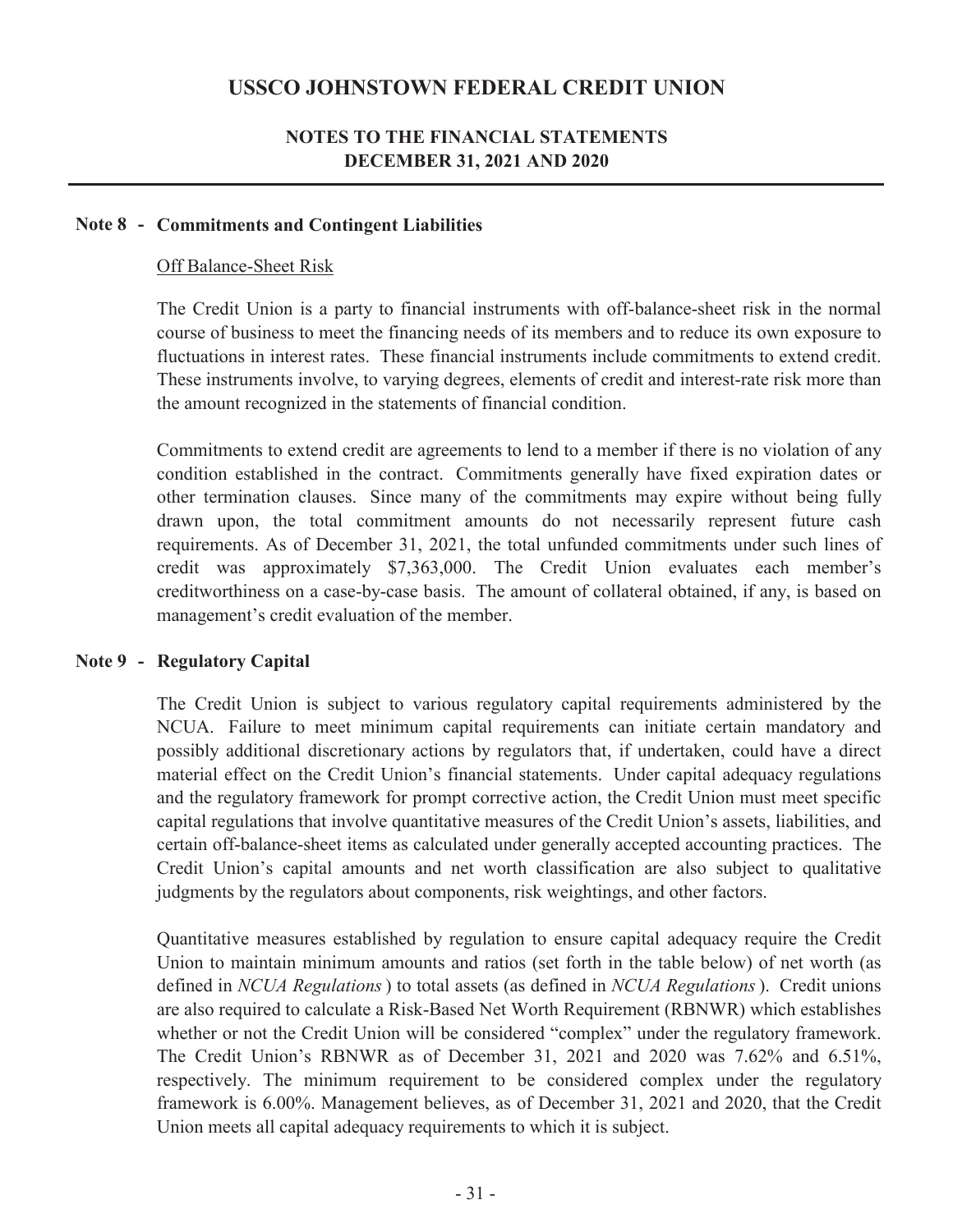## Note 8 - Commitments and Contingent Liabilities

Off Balance-Sheet Risk

The Credit Union is a party to financial instruments with off-balance-sheet risk in the normal course of business to meet the financing needs of its members and to reduce its own exposure to fluctuations in interest rates. These financial instruments include commitments to extend credit. These instruments involve, to varying degrees, elements of credit and interest-rate risk more than the amount recognized in the statements of financial condition.

Commitments to extend credit are agreements to lend to a member if there is no violation of any condition established in the contract. Commitments generally have fixed expiration dates or other termination clauses. Since many of the commitments may expire without being fully drawn upon, the total commitment amounts do not necessarily represent future cash requirements. As of December 31, 2021, the total unfunded commitments under such lines of credit was approximately $7,363,000. The Credit Union evaluates each member's creditworthiness on a case-by-case basis. The amount of collateral obtained, if any, is based on management's credit evaluation of the member.

## Note 9 - Regulatory Capital

The Credit Union is subject to various regulatory capital requirements administered by the NCUA. Failure to meet minimum capital requirements can initiate certain mandatory and possibly additional discretionary actions by regulators that, if undertaken, could have a direct material effect on the Credit Union's financial statements. Under capital adequacy regulations and the regulatory framework for prompt corrective action, the Credit Union must meet specific capital regulations that involve quantitative measures of the Credit Union's assets, liabilities, and certain off-balance-sheet items as calculated under generally accepted accounting practices. The Credit Union's capital amounts and net worth classification are also subject to qualitative judgments by the regulators about components, risk weightings, and other factors.

Quantitative measures established by regulation to ensure capital adequacy require the Credit Union to maintain minimum amounts and ratios (set forth in the table below) of net worth (as defined in *NCUA Regulations* ) to total assets (as defined in *NCUA Regulations* ). Credit unions are also required to calculate a Risk-Based Net Worth Requirement (RBNWR) which establishes whether or not the Credit Union will be considered "complex" under the regulatory framework. The Credit Union's RBNWR as of December 31, 2021 and 2020 was 7.62% and 6.51%, respectively. The minimum requirement to be considered complex under the regulatory framework is 6.00%. Management believes, as of December 31, 2021 and 2020, that the Credit Union meets all capital adequacy requirements to which it is subject.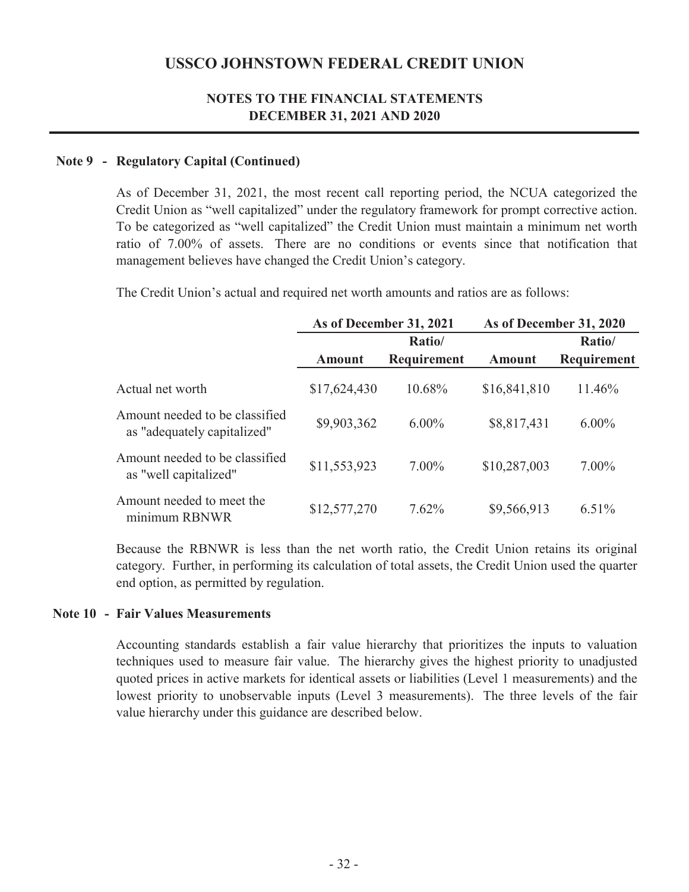### Note 9 - Regulatory Capital (Continued)

As of December 31, 2021, the most recent call reporting period, the NCUA categorized the Credit Union as "well capitalized" under the regulatory framework for prompt corrective action. To be categorized as "well capitalized" the Credit Union must maintain a minimum net worth ratio of 7.00% of assets. There are no conditions or events since that notification that management believes have changed the Credit Union's category.

The Credit Union's actual and required net worth amounts and ratios are as follows:

| | As of December 31, 2021 | | As of December 31, 2020 | |
|---|---|---|---|---|
| | Amount | Ratio/ Requirement | Amount | Ratio/ Requirement |
| Actual net worth | \$17,624,430 | 10.68% | \$16,841,810 | 11.46% |
| Amount needed to be classified as "adequately capitalized" | \$9,903,362 | 6.00% | \$8,817,431 | 6.00% |
| Amount needed to be classified as "well capitalized" | \$11,553,923 | 7.00% | \$10,287,003 | 7.00% |
| Amount needed to meet the minimum RBNWR | \$12,577,270 | 7.62% | \$9,566,913 | 6.51% |

Because the RBNWR is less than the net worth ratio, the Credit Union retains its original category. Further, in performing its calculation of total assets, the Credit Union used the quarter end option, as permitted by regulation.

### Note 10 - Fair Values Measurements

Accounting standards establish a fair value hierarchy that prioritizes the inputs to valuation techniques used to measure fair value. The hierarchy gives the highest priority to unadjusted quoted prices in active markets for identical assets or liabilities (Level 1 measurements) and the lowest priority to unobservable inputs (Level 3 measurements). The three levels of the fair value hierarchy under this guidance are described below.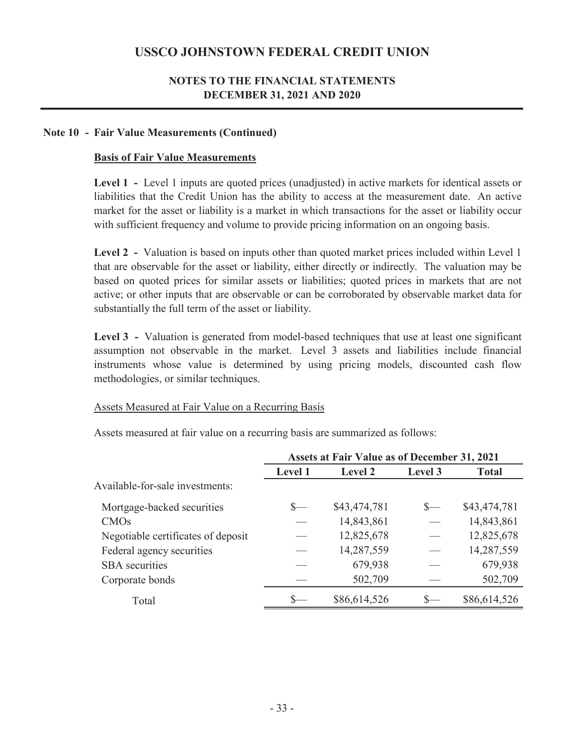# USSCO JOHNSTOWN FEDERAL CREDIT UNION

## NOTES TO THE FINANCIAL STATEMENTS
## DECEMBER 31, 2021 AND 2020

### Note 10 - Fair Value Measurements (Continued)

**Basis of Fair Value Measurements**

**Level 1 -** Level 1 inputs are quoted prices (unadjusted) in active markets for identical assets or liabilities that the Credit Union has the ability to access at the measurement date. An active market for the asset or liability is a market in which transactions for the asset or liability occur with sufficient frequency and volume to provide pricing information on an ongoing basis.

**Level 2 -** Valuation is based on inputs other than quoted market prices included within Level 1 that are observable for the asset or liability, either directly or indirectly. The valuation may be based on quoted prices for similar assets or liabilities; quoted prices in markets that are not active; or other inputs that are observable or can be corroborated by observable market data for substantially the full term of the asset or liability.

**Level 3 -** Valuation is generated from model-based techniques that use at least one significant assumption not observable in the market. Level 3 assets and liabilities include financial instruments whose value is determined by using pricing models, discounted cash flow methodologies, or similar techniques.

Assets Measured at Fair Value on a Recurring Basis

Assets measured at fair value on a recurring basis are summarized as follows:

| | Assets at Fair Value as of December 31, 2021 | | | |
|---|---|---|---|---|
| | **Level 1** | **Level 2** | **Level 3** | **Total** |
| Available-for-sale investments: | | | | |
| Mortgage-backed securities | $— | $43,474,781 | $— | $43,474,781 |
| CMOs | — | 14,843,861 | — | 14,843,861 |
| Negotiable certificates of deposit | — | 12,825,678 | — | 12,825,678 |
| Federal agency securities | — | 14,287,559 | — | 14,287,559 |
| SBA securities | — | 679,938 | — | 679,938 |
| Corporate bonds | — | 502,709 | — | 502,709 |
| Total | $— | $86,614,526 | $— | $86,614,526 |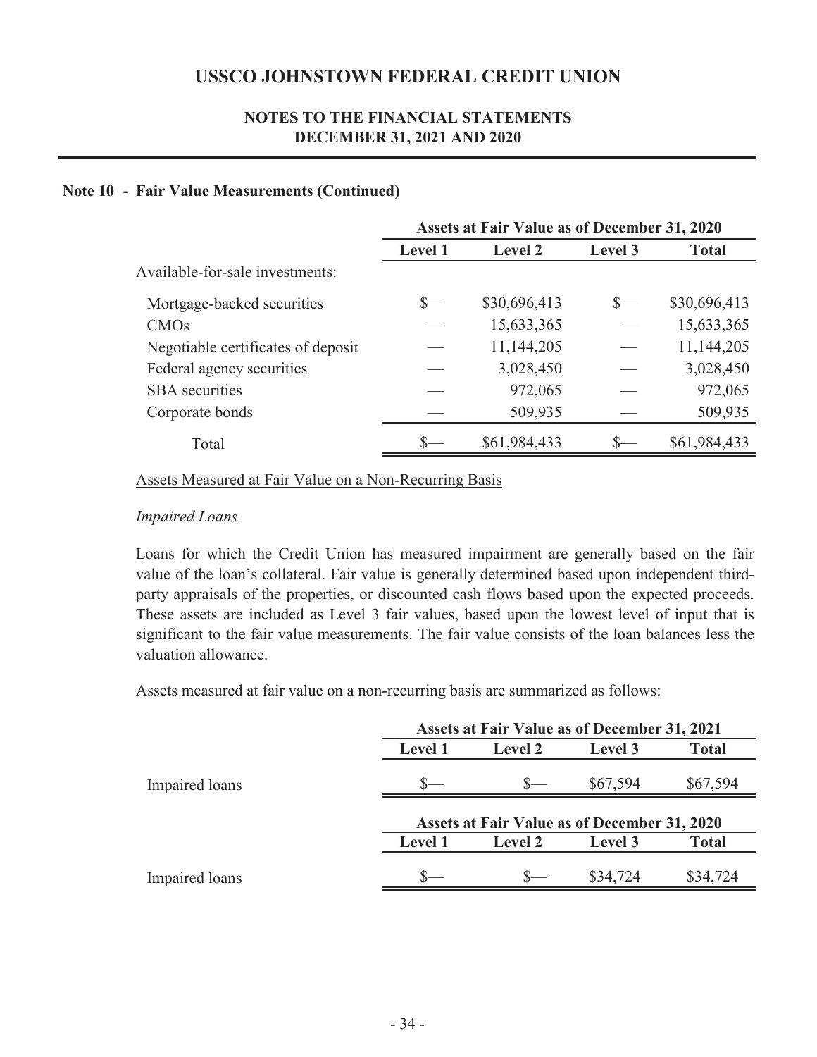# USSCO JOHNSTOWN FEDERAL CREDIT UNION

## NOTES TO THE FINANCIAL STATEMENTS
## DECEMBER 31, 2021 AND 2020

### Note 10 - Fair Value Measurements (Continued)

| | Assets at Fair Value as of December 31, 2020 | | | |
|---|---|---|---|---|
| | Level 1 | Level 2 | Level 3 | Total |
| Available-for-sale investments: | | | | |
| Mortgage-backed securities | $— | $30,696,413 | $— | $30,696,413 |
| CMOs | — | 15,633,365 | — | 15,633,365 |
| Negotiable certificates of deposit | — | 11,144,205 | — | 11,144,205 |
| Federal agency securities | — | 3,028,450 | — | 3,028,450 |
| SBA securities | — | 972,065 | — | 972,065 |
| Corporate bonds | — | 509,935 | — | 509,935 |
| Total | $— | $61,984,433 | $— | $61,984,433 |

Assets Measured at Fair Value on a Non-Recurring Basis

*Impaired Loans*

Loans for which the Credit Union has measured impairment are generally based on the fair value of the loan's collateral. Fair value is generally determined based upon independent third-party appraisals of the properties, or discounted cash flows based upon the expected proceeds. These assets are included as Level 3 fair values, based upon the lowest level of input that is significant to the fair value measurements. The fair value consists of the loan balances less the valuation allowance.

Assets measured at fair value on a non-recurring basis are summarized as follows:

| | Assets at Fair Value as of December 31, 2021 | | | |
|---|---|---|---|---|
| | Level 1 | Level 2 | Level 3 | Total |
| Impaired loans | $— | $— | $67,594 | $67,594 |

| | Assets at Fair Value as of December 31, 2020 | | | |
|---|---|---|---|---|
| | Level 1 | Level 2 | Level 3 | Total |
| Impaired loans | $— | $— | $34,724 | $34,724 |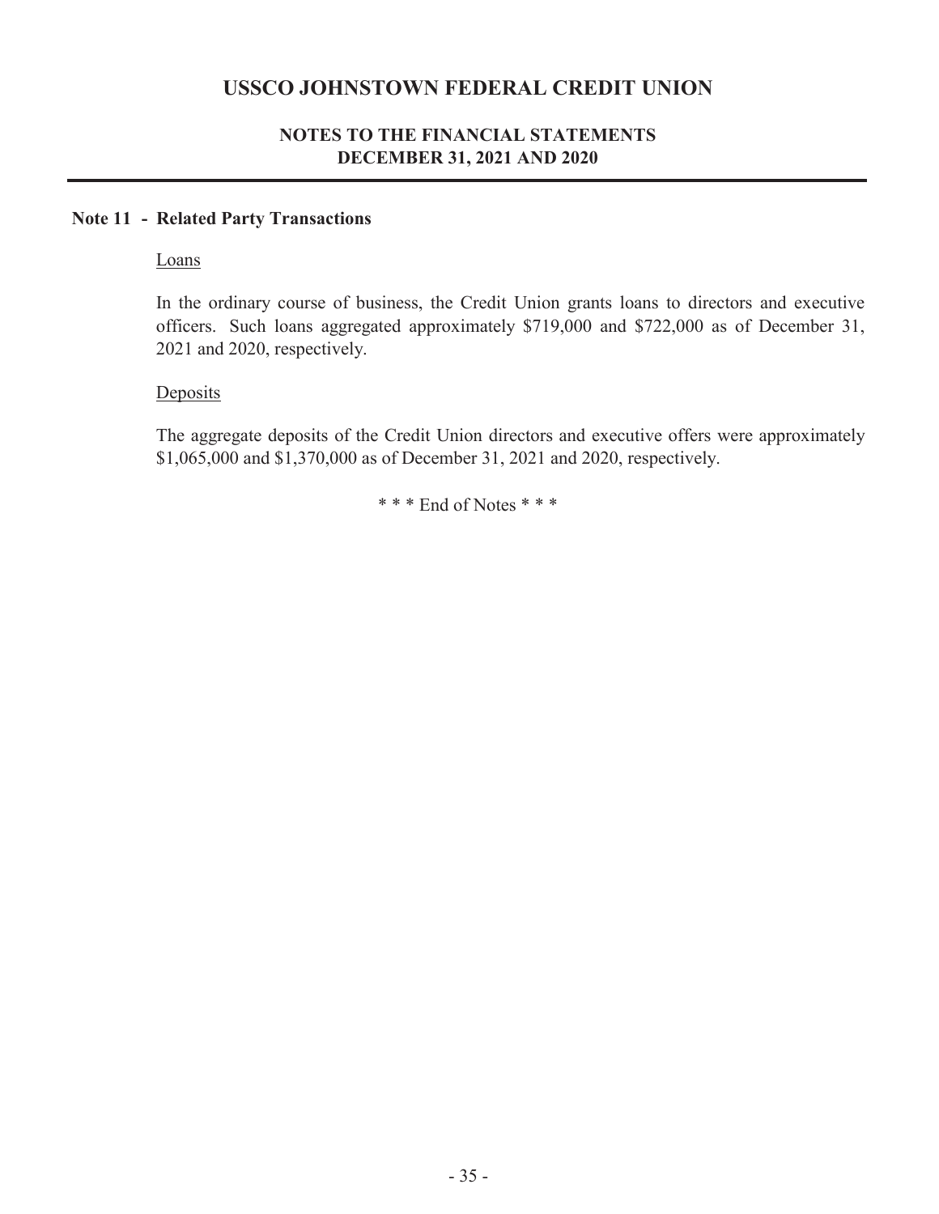## Note 11 - Related Party Transactions

Loans

In the ordinary course of business, the Credit Union grants loans to directors and executive officers. Such loans aggregated approximately $719,000 and $722,000 as of December 31, 2021 and 2020, respectively.

Deposits

The aggregate deposits of the Credit Union directors and executive offers were approximately $1,065,000 and $1,370,000 as of December 31, 2021 and 2020, respectively.

* * * End of Notes * * *